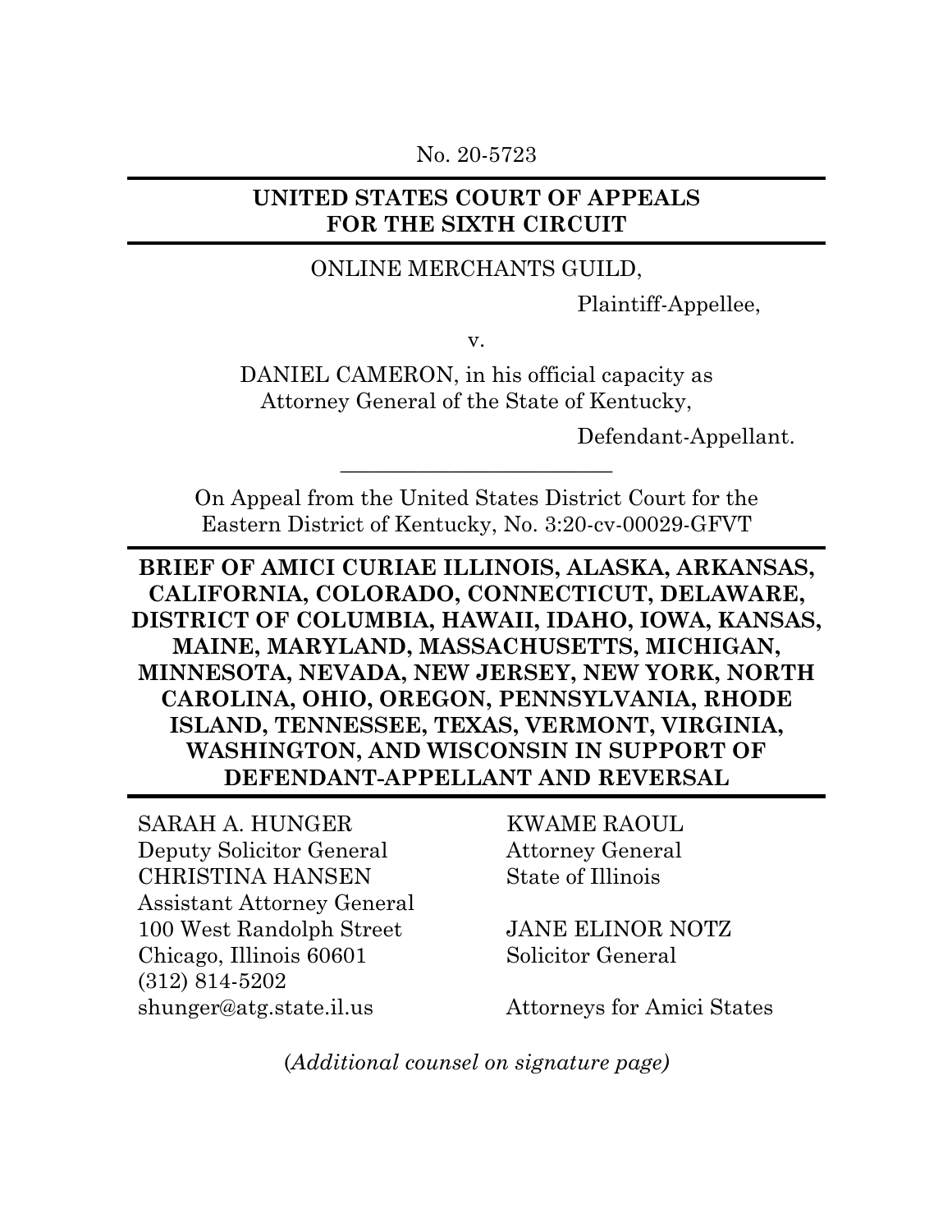No. 20-5723

**UNITED STATES COURT OF APPEALS
FOR THE SIXTH CIRCUIT**

ONLINE MERCHANTS GUILD,

Plaintiff-Appellee,

v.

DANIEL CAMERON, in his official capacity as
Attorney General of the State of Kentucky,

Defendant-Appellant.

---

On Appeal from the United States District Court for the
Eastern District of Kentucky, No. 3:20-cv-00029-GFVT

**BRIEF OF AMICI CURIAE ILLINOIS, ALASKA, ARKANSAS, CALIFORNIA, COLORADO, CONNECTICUT, DELAWARE, DISTRICT OF COLUMBIA, HAWAII, IDAHO, IOWA, KANSAS, MAINE, MARYLAND, MASSACHUSETTS, MICHIGAN, MINNESOTA, NEVADA, NEW JERSEY, NEW YORK, NORTH CAROLINA, OHIO, OREGON, PENNSYLVANIA, RHODE ISLAND, TENNESSEE, TEXAS, VERMONT, VIRGINIA, WASHINGTON, AND WISCONSIN IN SUPPORT OF DEFENDANT-APPELLANT AND REVERSAL**

SARAH A. HUNGER
Deputy Solicitor General
CHRISTINA HANSEN
Assistant Attorney General
100 West Randolph Street
Chicago, Illinois 60601
(312) 814-5202
shunger@atg.state.il.us

KWAME RAOUL
Attorney General
State of Illinois

JANE ELINOR NOTZ
Solicitor General

Attorneys for Amici States

*(Additional counsel on signature page)*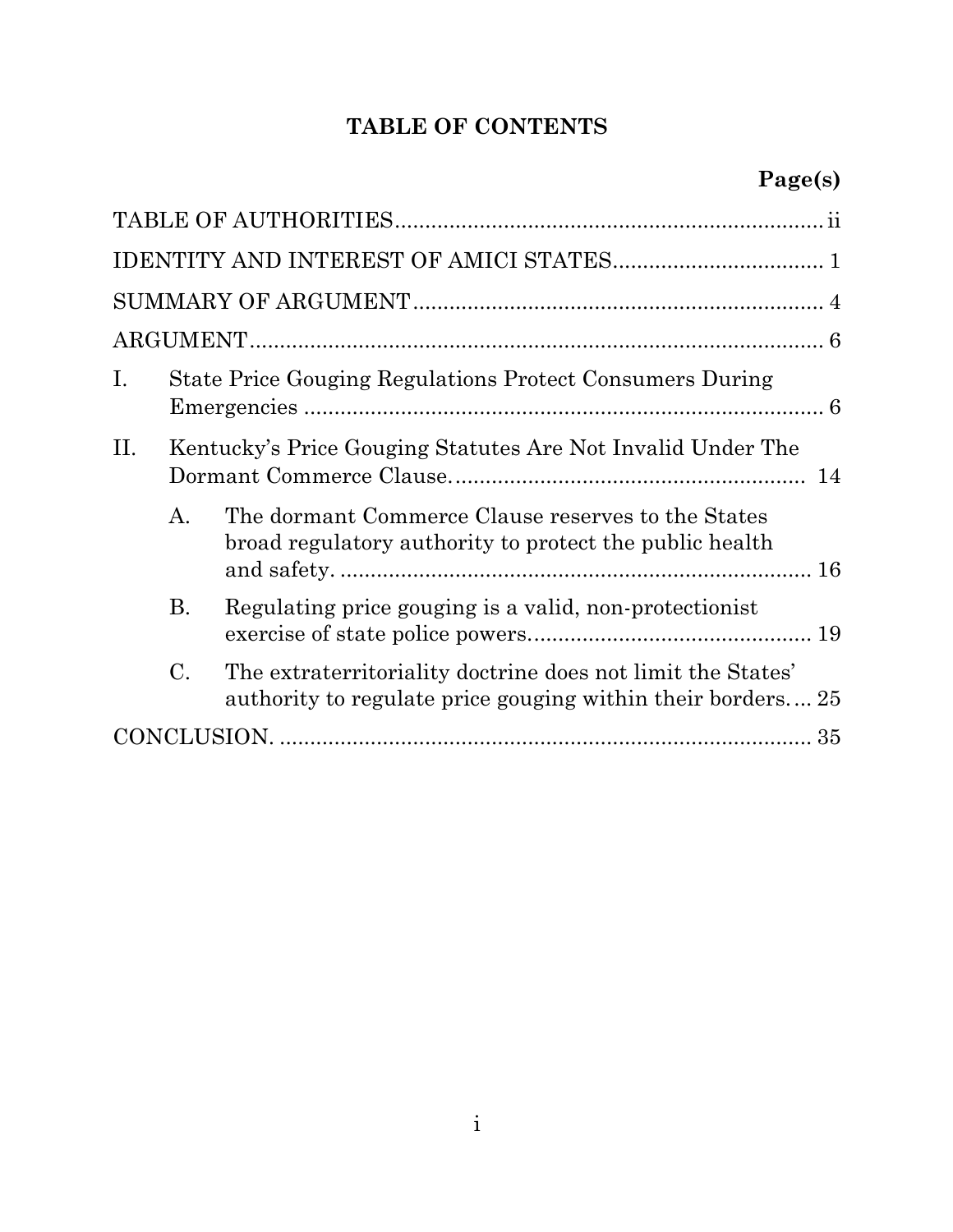# TABLE OF CONTENTS

| | Page(s) |
|---|---|
| TABLE OF AUTHORITIES | ii |
| IDENTITY AND INTEREST OF AMICI STATES | 1 |
| SUMMARY OF ARGUMENT | 4 |
| ARGUMENT | 6 |
| I. State Price Gouging Regulations Protect Consumers During Emergencies | 6 |
| II. Kentucky's Price Gouging Statutes Are Not Invalid Under The Dormant Commerce Clause. | 14 |
| A. The dormant Commerce Clause reserves to the States broad regulatory authority to protect the public health and safety. | 16 |
| B. Regulating price gouging is a valid, non-protectionist exercise of state police powers. | 19 |
| C. The extraterritoriality doctrine does not limit the States' authority to regulate price gouging within their borders. | 25 |
| CONCLUSION. | 35 |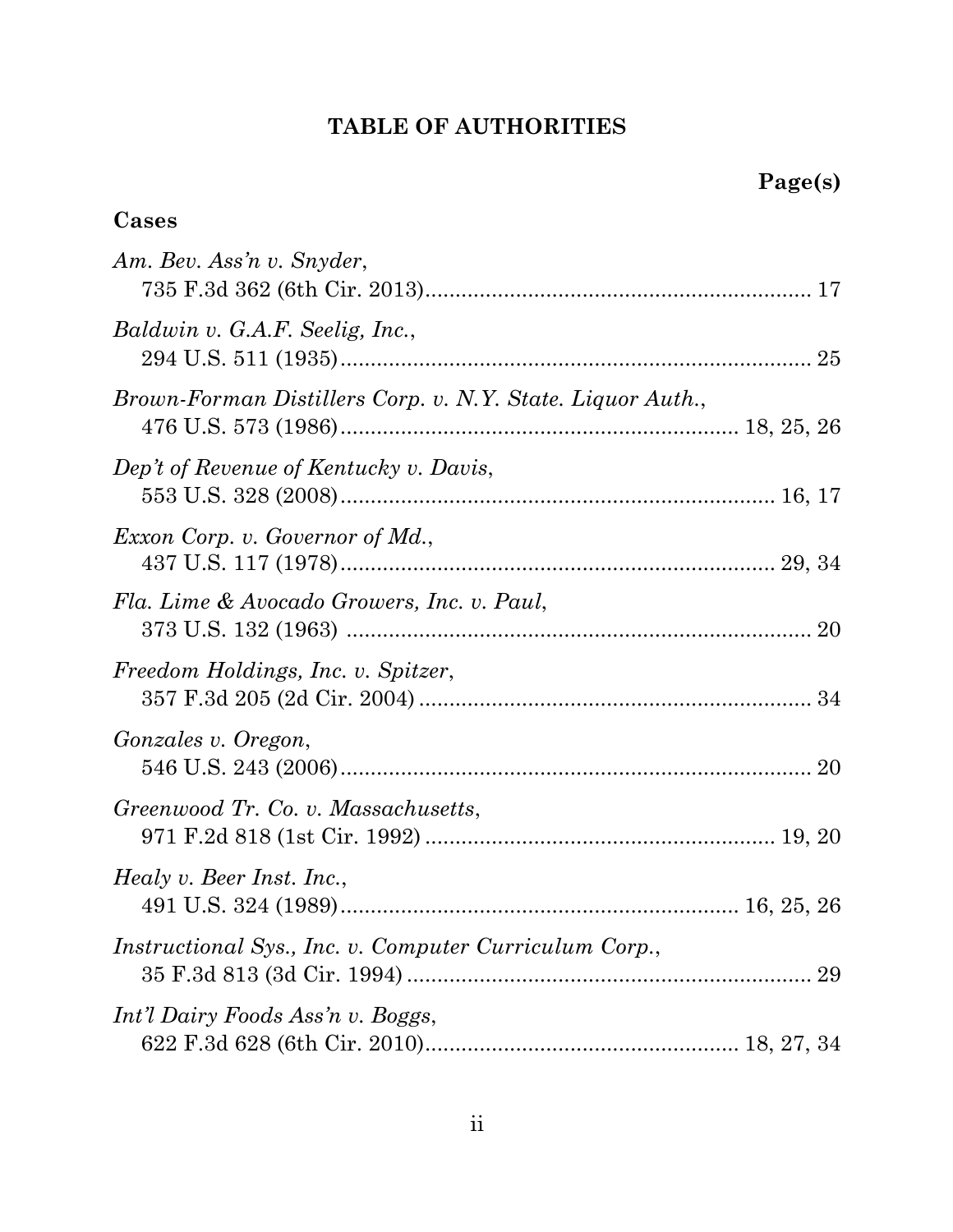# TABLE OF AUTHORITIES

**Page(s)**

**Cases**

*Am. Bev. Ass'n v. Snyder*,
735 F.3d 362 (6th Cir. 2013) .......... 17

*Baldwin v. G.A.F. Seelig, Inc.*,
294 U.S. 511 (1935) .......... 25

*Brown-Forman Distillers Corp. v. N.Y. State. Liquor Auth.*,
476 U.S. 573 (1986) .......... 18, 25, 26

*Dep't of Revenue of Kentucky v. Davis*,
553 U.S. 328 (2008) .......... 16, 17

*Exxon Corp. v. Governor of Md.*,
437 U.S. 117 (1978) .......... 29, 34

*Fla. Lime & Avocado Growers, Inc. v. Paul*,
373 U.S. 132 (1963) .......... 20

*Freedom Holdings, Inc. v. Spitzer*,
357 F.3d 205 (2d Cir. 2004) .......... 34

*Gonzales v. Oregon*,
546 U.S. 243 (2006) .......... 20

*Greenwood Tr. Co. v. Massachusetts*,
971 F.2d 818 (1st Cir. 1992) .......... 19, 20

*Healy v. Beer Inst. Inc.*,
491 U.S. 324 (1989) .......... 16, 25, 26

*Instructional Sys., Inc. v. Computer Curriculum Corp.*,
35 F.3d 813 (3d Cir. 1994) .......... 29

*Int'l Dairy Foods Ass'n v. Boggs*,
622 F.3d 628 (6th Cir. 2010) .......... 18, 27, 34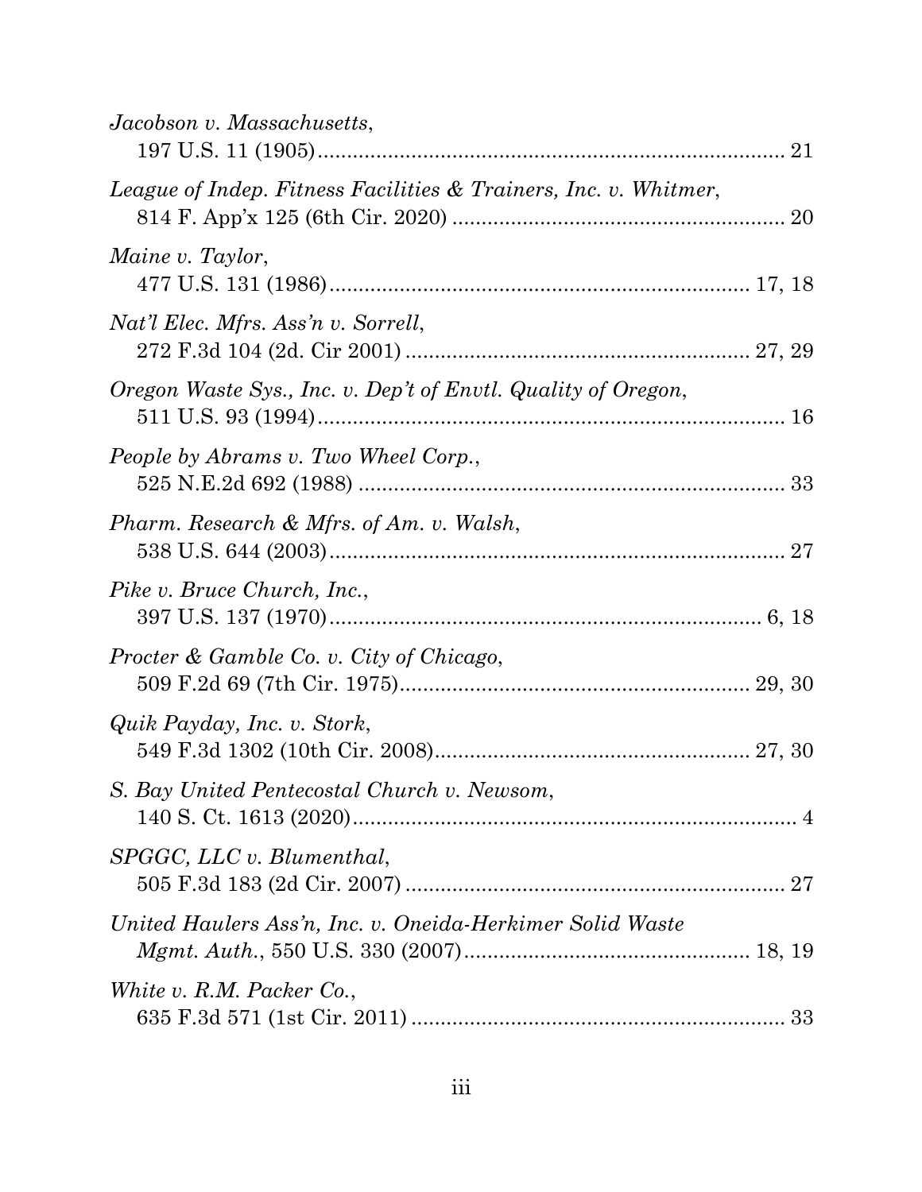*Jacobson v. Massachusetts*,
197 U.S. 11 (1905)................................................................................ 21

*League of Indep. Fitness Facilities & Trainers, Inc. v. Whitmer*,
814 F. App'x 125 (6th Cir. 2020) ......................................................... 20

*Maine v. Taylor*,
477 U.S. 131 (1986)........................................................................ 17, 18

*Nat'l Elec. Mfrs. Ass'n v. Sorrell*,
272 F.3d 104 (2d. Cir 2001) ........................................................... 27, 29

*Oregon Waste Sys., Inc. v. Dep't of Envtl. Quality of Oregon*,
511 U.S. 93 (1994)................................................................................ 16

*People by Abrams v. Two Wheel Corp.*,
525 N.E.2d 692 (1988) ......................................................................... 33

*Pharm. Research & Mfrs. of Am. v. Walsh*,
538 U.S. 644 (2003).............................................................................. 27

*Pike v. Bruce Church, Inc.*,
397 U.S. 137 (1970).......................................................................... 6, 18

*Procter & Gamble Co. v. City of Chicago*,
509 F.2d 69 (7th Cir. 1975)............................................................ 29, 30

*Quik Payday, Inc. v. Stork*,
549 F.3d 1302 (10th Cir. 2008)...................................................... 27, 30

*S. Bay United Pentecostal Church v. Newsom*,
140 S. Ct. 1613 (2020)............................................................................ 4

*SPGGC, LLC v. Blumenthal*,
505 F.3d 183 (2d Cir. 2007) ................................................................. 27

*United Haulers Ass'n, Inc. v. Oneida-Herkimer Solid Waste Mgmt. Auth.*, 550 U.S. 330 (2007)................................................. 18, 19

*White v. R.M. Packer Co.*,
635 F.3d 571 (1st Cir. 2011) ................................................................ 33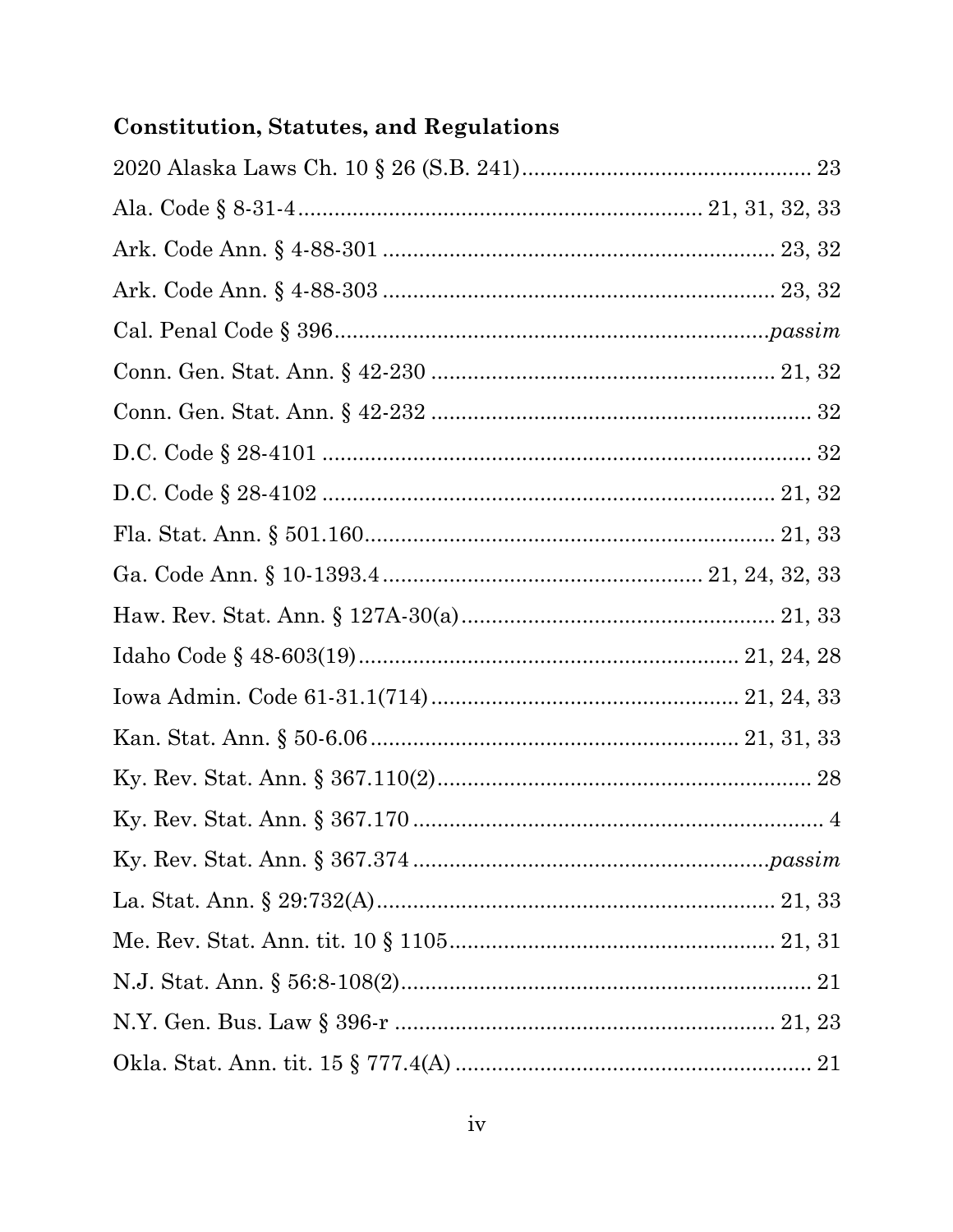**Constitution, Statutes, and Regulations**

2020 Alaska Laws Ch. 10 § 26 (S.B. 241) ............................................. 23

Ala. Code § 8-31-4 ............................................................... 21, 31, 32, 33

Ark. Code Ann. § 4-88-301 ............................................................... 23, 32

Ark. Code Ann. § 4-88-303 ............................................................... 23, 32

Cal. Penal Code § 396 .........................................................................*passim*

Conn. Gen. Stat. Ann. § 42-230 ........................................................ 21, 32

Conn. Gen. Stat. Ann. § 42-232 .............................................................. 32

D.C. Code § 28-4101 ................................................................................. 32

D.C. Code § 28-4102 ........................................................................... 21, 32

Fla. Stat. Ann. § 501.160 ................................................................... 21, 33

Ga. Code Ann. § 10-1393.4 ..................................................... 21, 24, 32, 33

Haw. Rev. Stat. Ann. § 127A-30(a) ................................................... 21, 33

Idaho Code § 48-603(19) ............................................................. 21, 24, 28

Iowa Admin. Code 61-31.1(714) ................................................. 21, 24, 33

Kan. Stat. Ann. § 50-6.06 ............................................................ 21, 31, 33

Ky. Rev. Stat. Ann. § 367.110(2) .............................................................. 28

Ky. Rev. Stat. Ann. § 367.170 .................................................................... 4

Ky. Rev. Stat. Ann. § 367.374 ..........................................................*passim*

La. Stat. Ann. § 29:732(A) ................................................................. 21, 33

Me. Rev. Stat. Ann. tit. 10 § 1105 ..................................................... 21, 31

N.J. Stat. Ann. § 56:8-108(2) .................................................................... 21

N.Y. Gen. Bus. Law § 396-r ............................................................... 21, 23

Okla. Stat. Ann. tit. 15 § 777.4(A) ........................................................... 21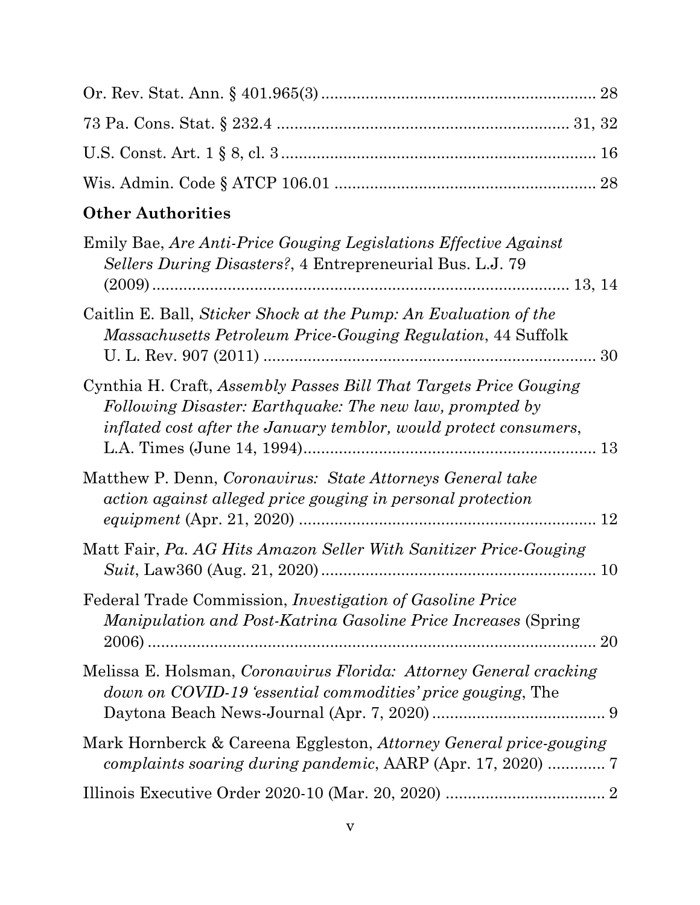Or. Rev. Stat. Ann. § 401.965(3) ............................................................ 28

73 Pa. Cons. Stat. § 232.4 ................................................................ 31, 32

U.S. Const. Art. 1 § 8, cl. 3 ..................................................................... 16

Wis. Admin. Code § ATCP 106.01 .......................................................... 28

**Other Authorities**

Emily Bae, *Are Anti-Price Gouging Legislations Effective Against Sellers During Disasters?*, 4 Entrepreneurial Bus. L.J. 79 (2009) ........................................................................................... 13, 14

Caitlin E. Ball, *Sticker Shock at the Pump: An Evaluation of the Massachusetts Petroleum Price-Gouging Regulation*, 44 Suffolk U. L. Rev. 907 (2011) .......................................................................... 30

Cynthia H. Craft, *Assembly Passes Bill That Targets Price Gouging Following Disaster: Earthquake: The new law, prompted by inflated cost after the January temblor, would protect consumers*, L.A. Times (June 14, 1994) ................................................................. 13

Matthew P. Denn, *Coronavirus: State Attorneys General take action against alleged price gouging in personal protection equipment* (Apr. 21, 2020) .................................................................. 12

Matt Fair, *Pa. AG Hits Amazon Seller With Sanitizer Price-Gouging Suit*, Law360 (Aug. 21, 2020) ............................................................. 10

Federal Trade Commission, *Investigation of Gasoline Price Manipulation and Post-Katrina Gasoline Price Increases* (Spring 2006) ........................................................................................... 20

Melissa E. Holsman, *Coronavirus Florida: Attorney General cracking down on COVID-19 'essential commodities' price gouging*, The Daytona Beach News-Journal (Apr. 7, 2020) ....................................... 9

Mark Hornberck & Careena Eggleston, *Attorney General price-gouging complaints soaring during pandemic*, AARP (Apr. 17, 2020) ............. 7

Illinois Executive Order 2020-10 (Mar. 20, 2020) .................................... 2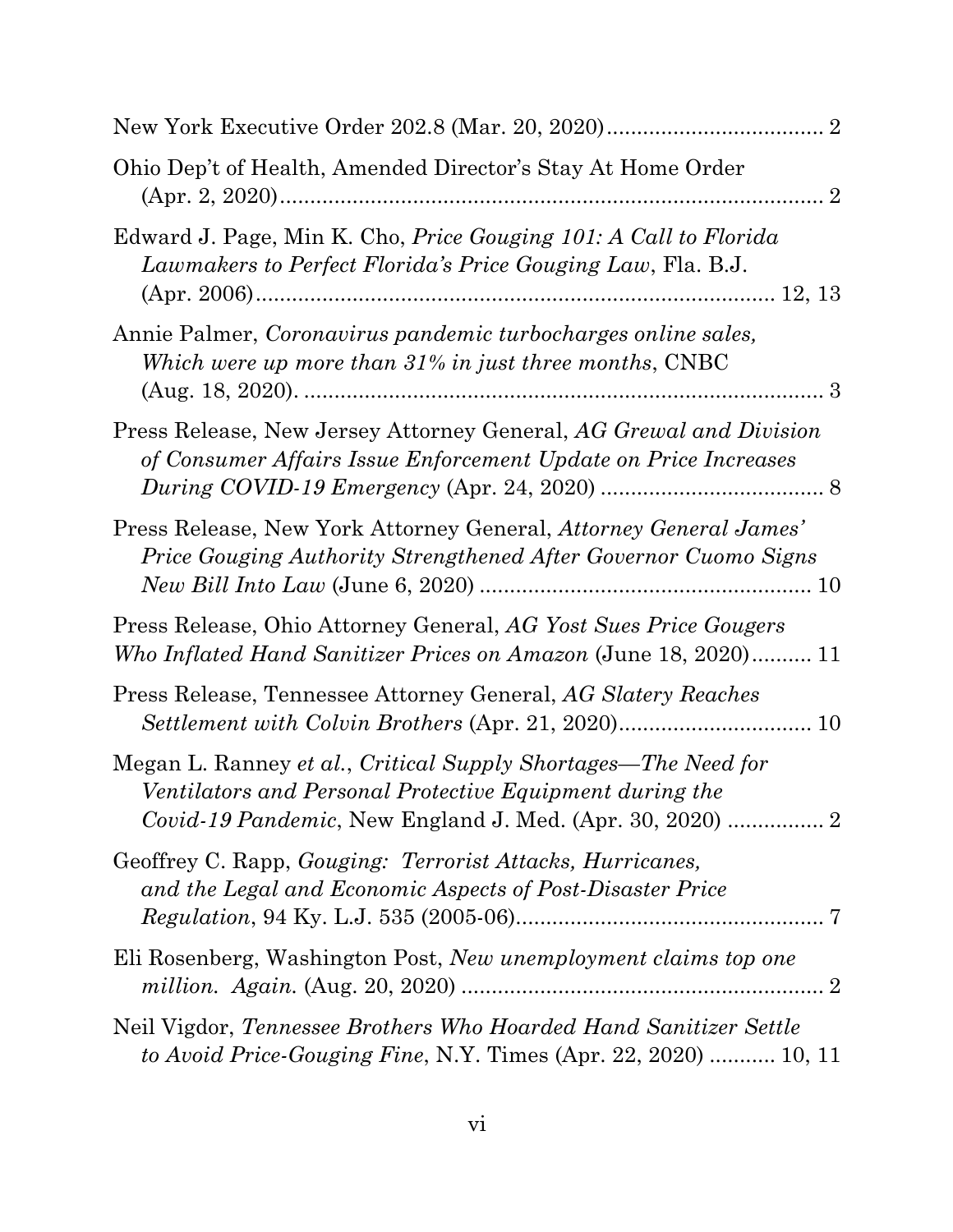New York Executive Order 202.8 (Mar. 20, 2020) .................................... 2

Ohio Dep't of Health, Amended Director's Stay At Home Order (Apr. 2, 2020) ........................................................................................ 2

Edward J. Page, Min K. Cho, *Price Gouging 101: A Call to Florida Lawmakers to Perfect Florida's Price Gouging Law*, Fla. B.J. (Apr. 2006) ...................................................................................... 12, 13

Annie Palmer, *Coronavirus pandemic turbocharges online sales, Which were up more than 31% in just three months*, CNBC (Aug. 18, 2020). ........................................................................................ 3

Press Release, New Jersey Attorney General, *AG Grewal and Division of Consumer Affairs Issue Enforcement Update on Price Increases During COVID-19 Emergency* (Apr. 24, 2020) ..................................... 8

Press Release, New York Attorney General, *Attorney General James' Price Gouging Authority Strengthened After Governor Cuomo Signs New Bill Into Law* (June 6, 2020) ....................................................... 10

Press Release, Ohio Attorney General, *AG Yost Sues Price Gougers Who Inflated Hand Sanitizer Prices on Amazon* (June 18, 2020) .......... 11

Press Release, Tennessee Attorney General, *AG Slatery Reaches Settlement with Colvin Brothers* (Apr. 21, 2020) ................................ 10

Megan L. Ranney *et al.*, *Critical Supply Shortages—The Need for Ventilators and Personal Protective Equipment during the Covid-19 Pandemic*, New England J. Med. (Apr. 30, 2020) ................ 2

Geoffrey C. Rapp, *Gouging: Terrorist Attacks, Hurricanes, and the Legal and Economic Aspects of Post-Disaster Price Regulation*, 94 Ky. L.J. 535 (2005-06) .................................................... 7

Eli Rosenberg, Washington Post, *New unemployment claims top one million. Again.* (Aug. 20, 2020) ............................................................ 2

Neil Vigdor, *Tennessee Brothers Who Hoarded Hand Sanitizer Settle to Avoid Price-Gouging Fine*, N.Y. Times (Apr. 22, 2020) ........... 10, 11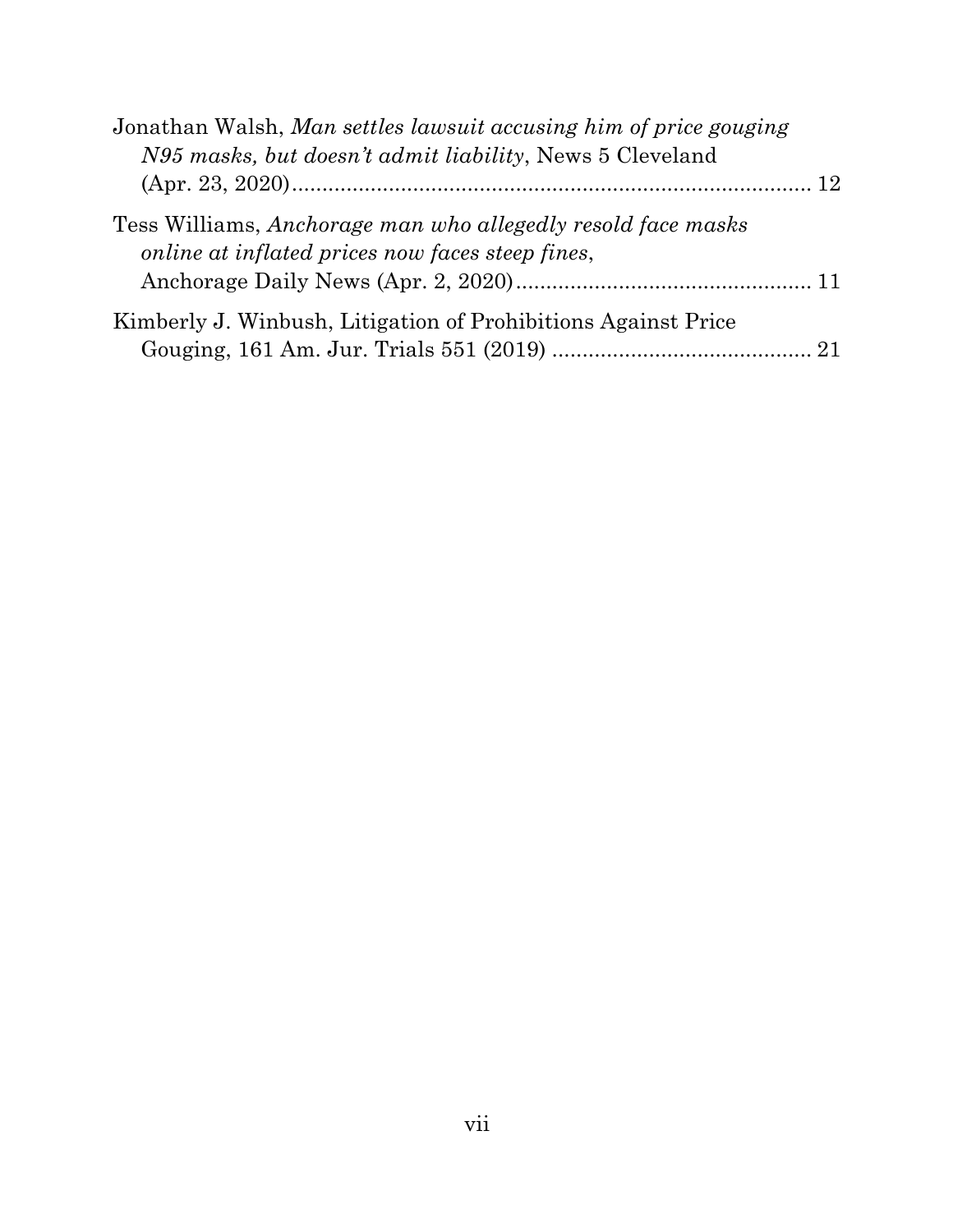Jonathan Walsh, *Man settles lawsuit accusing him of price gouging N95 masks, but doesn't admit liability*, News 5 Cleveland (Apr. 23, 2020)........................................................................ 12

Tess Williams, *Anchorage man who allegedly resold face masks online at inflated prices now faces steep fines*, Anchorage Daily News (Apr. 2, 2020)................................................ 11

Kimberly J. Winbush, Litigation of Prohibitions Against Price Gouging, 161 Am. Jur. Trials 551 (2019) .......................................... 21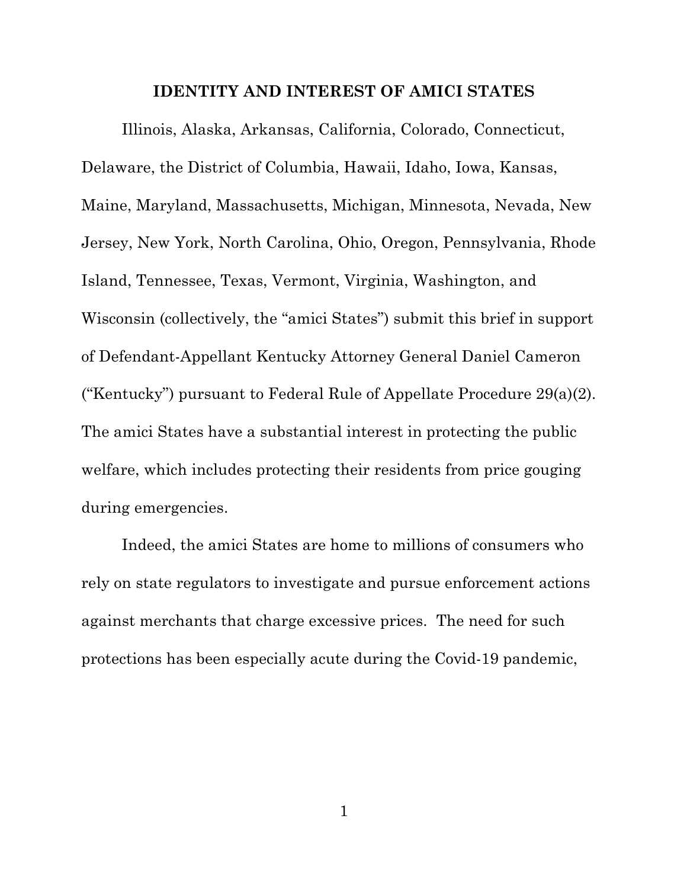## IDENTITY AND INTEREST OF AMICI STATES

Illinois, Alaska, Arkansas, California, Colorado, Connecticut, Delaware, the District of Columbia, Hawaii, Idaho, Iowa, Kansas, Maine, Maryland, Massachusetts, Michigan, Minnesota, Nevada, New Jersey, New York, North Carolina, Ohio, Oregon, Pennsylvania, Rhode Island, Tennessee, Texas, Vermont, Virginia, Washington, and Wisconsin (collectively, the "amici States") submit this brief in support of Defendant-Appellant Kentucky Attorney General Daniel Cameron ("Kentucky") pursuant to Federal Rule of Appellate Procedure 29(a)(2). The amici States have a substantial interest in protecting the public welfare, which includes protecting their residents from price gouging during emergencies.

Indeed, the amici States are home to millions of consumers who rely on state regulators to investigate and pursue enforcement actions against merchants that charge excessive prices. The need for such protections has been especially acute during the Covid-19 pandemic,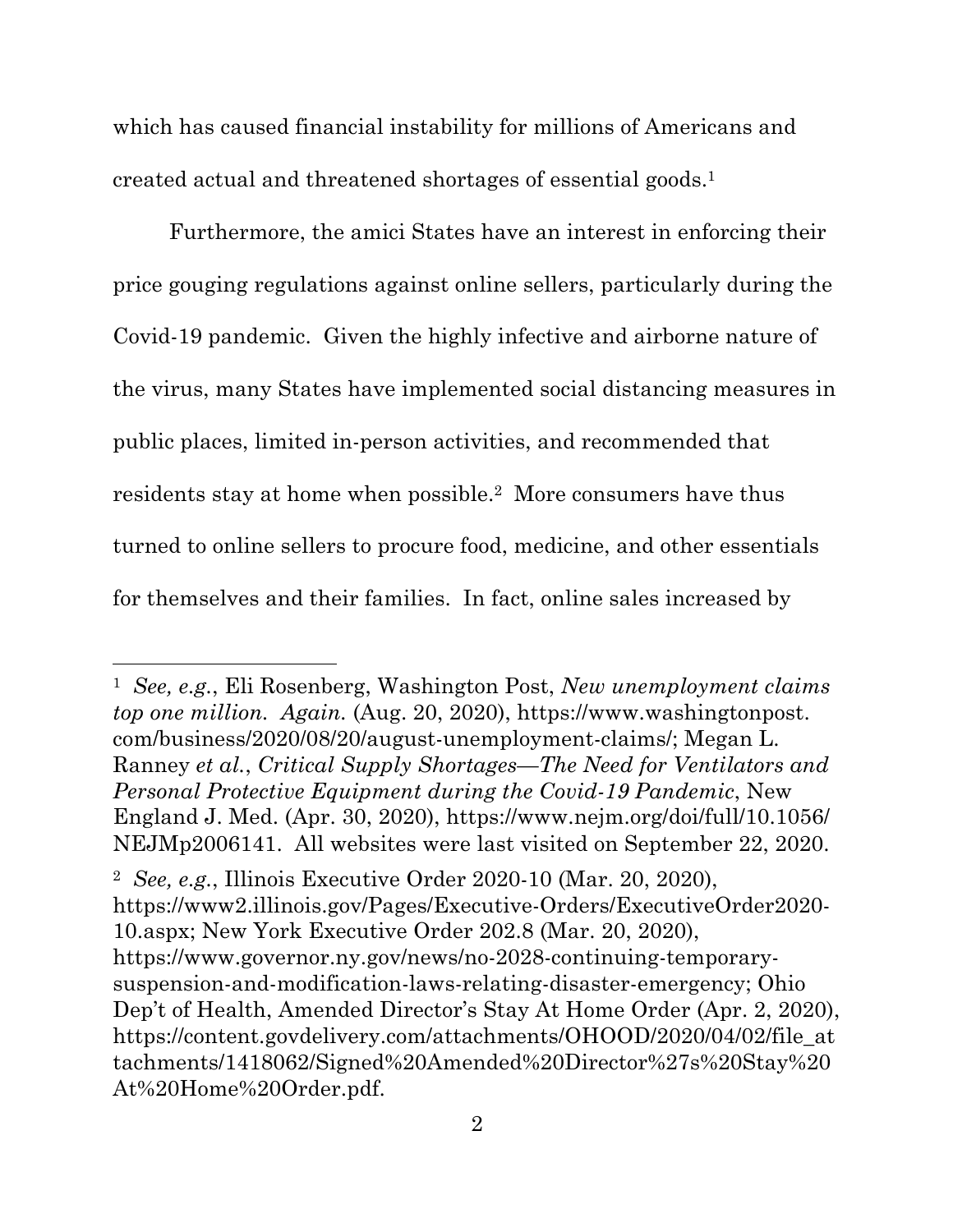which has caused financial instability for millions of Americans and created actual and threatened shortages of essential goods.[1]

Furthermore, the amici States have an interest in enforcing their price gouging regulations against online sellers, particularly during the Covid-19 pandemic. Given the highly infective and airborne nature of the virus, many States have implemented social distancing measures in public places, limited in-person activities, and recommended that residents stay at home when possible.[2] More consumers have thus turned to online sellers to procure food, medicine, and other essentials for themselves and their families. In fact, online sales increased by

---

[1] *See, e.g.*, Eli Rosenberg, Washington Post, *New unemployment claims top one million. Again.* (Aug. 20, 2020), https://www.washingtonpost.com/business/2020/08/20/august-unemployment-claims/; Megan L. Ranney *et al.*, *Critical Supply Shortages—The Need for Ventilators and Personal Protective Equipment during the Covid-19 Pandemic*, New England J. Med. (Apr. 30, 2020), https://www.nejm.org/doi/full/10.1056/NEJMp2006141. All websites were last visited on September 22, 2020.

[2] *See, e.g.*, Illinois Executive Order 2020-10 (Mar. 20, 2020), https://www2.illinois.gov/Pages/Executive-Orders/ExecutiveOrder2020-10.aspx; New York Executive Order 202.8 (Mar. 20, 2020), https://www.governor.ny.gov/news/no-2028-continuing-temporary-suspension-and-modification-laws-relating-disaster-emergency; Ohio Dep't of Health, Amended Director's Stay At Home Order (Apr. 2, 2020), https://content.govdelivery.com/attachments/OHOOD/2020/04/02/file_attachments/1418062/Signed%20Amended%20Director%27s%20Stay%20At%20Home%20Order.pdf.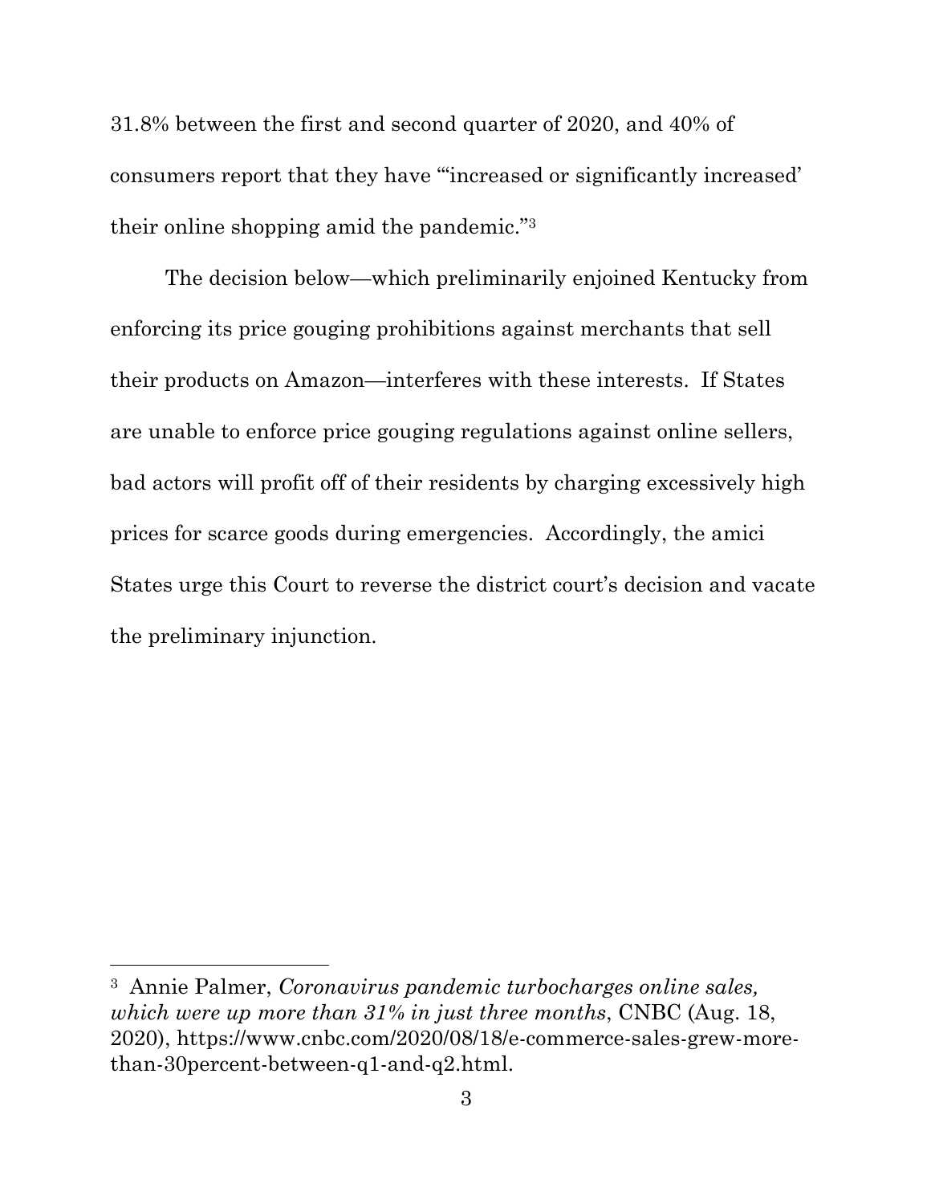31.8% between the first and second quarter of 2020, and 40% of consumers report that they have "'increased or significantly increased' their online shopping amid the pandemic."[3]

The decision below—which preliminarily enjoined Kentucky from enforcing its price gouging prohibitions against merchants that sell their products on Amazon—interferes with these interests. If States are unable to enforce price gouging regulations against online sellers, bad actors will profit off of their residents by charging excessively high prices for scarce goods during emergencies. Accordingly, the amici States urge this Court to reverse the district court's decision and vacate the preliminary injunction.

---

[3] Annie Palmer, *Coronavirus pandemic turbocharges online sales, which were up more than 31% in just three months*, CNBC (Aug. 18, 2020), https://www.cnbc.com/2020/08/18/e-commerce-sales-grew-more-than-30percent-between-q1-and-q2.html.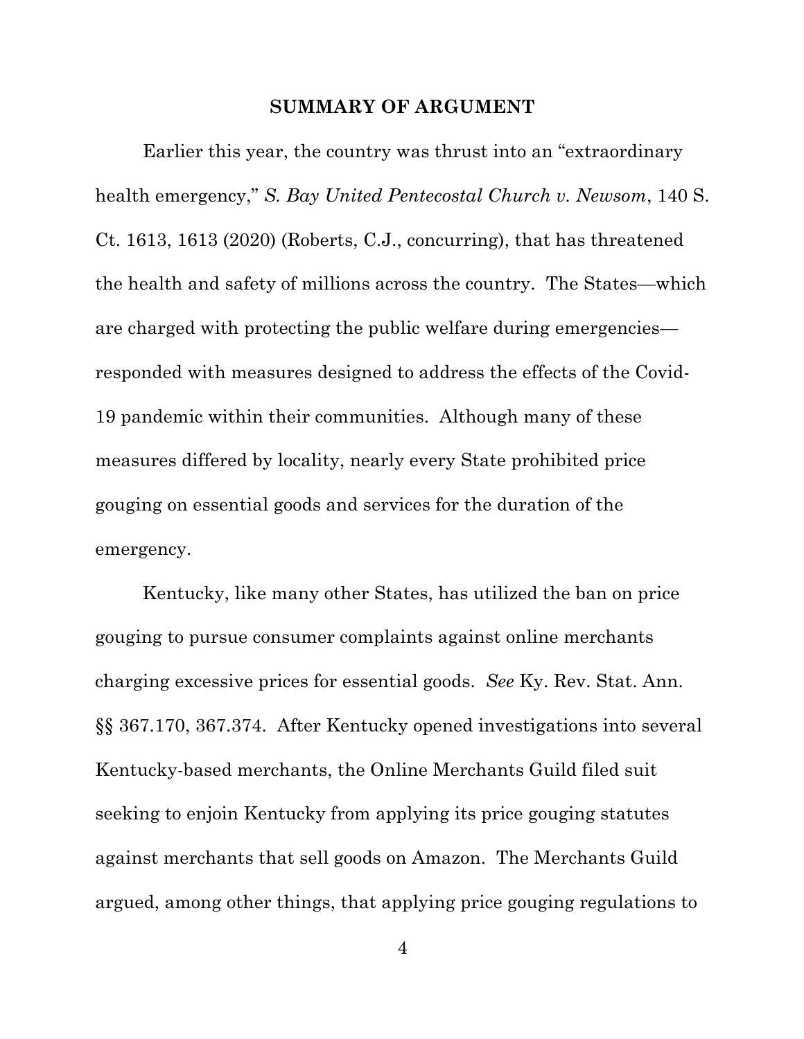## SUMMARY OF ARGUMENT

Earlier this year, the country was thrust into an "extraordinary health emergency," *S. Bay United Pentecostal Church v. Newsom*, 140 S. Ct. 1613, 1613 (2020) (Roberts, C.J., concurring), that has threatened the health and safety of millions across the country. The States—which are charged with protecting the public welfare during emergencies—responded with measures designed to address the effects of the Covid-19 pandemic within their communities. Although many of these measures differed by locality, nearly every State prohibited price gouging on essential goods and services for the duration of the emergency.

Kentucky, like many other States, has utilized the ban on price gouging to pursue consumer complaints against online merchants charging excessive prices for essential goods. *See* Ky. Rev. Stat. Ann. §§ 367.170, 367.374. After Kentucky opened investigations into several Kentucky-based merchants, the Online Merchants Guild filed suit seeking to enjoin Kentucky from applying its price gouging statutes against merchants that sell goods on Amazon. The Merchants Guild argued, among other things, that applying price gouging regulations to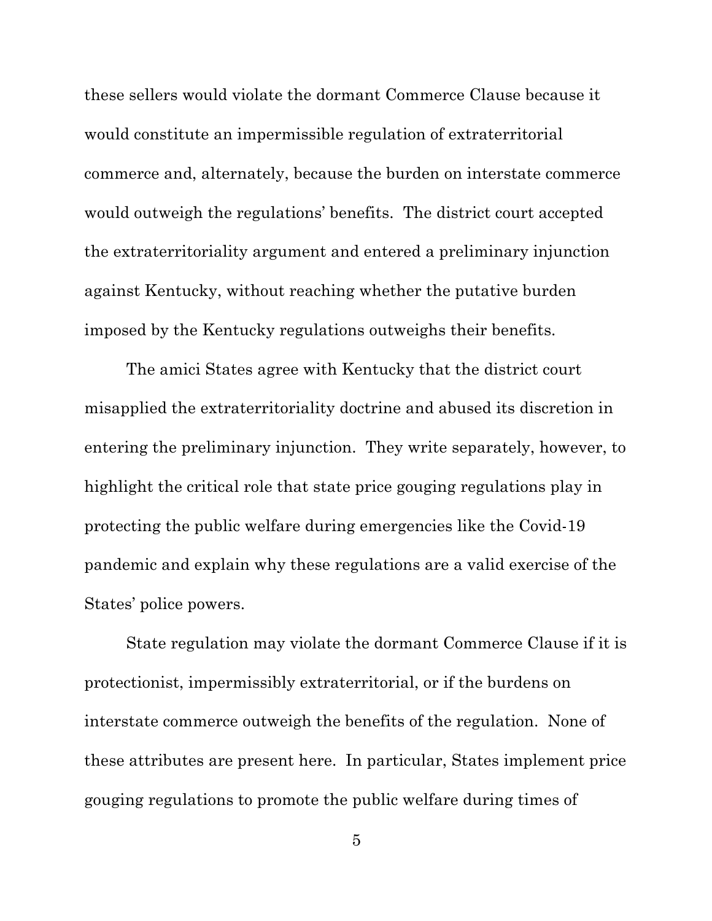these sellers would violate the dormant Commerce Clause because it would constitute an impermissible regulation of extraterritorial commerce and, alternately, because the burden on interstate commerce would outweigh the regulations' benefits. The district court accepted the extraterritoriality argument and entered a preliminary injunction against Kentucky, without reaching whether the putative burden imposed by the Kentucky regulations outweighs their benefits.

The amici States agree with Kentucky that the district court misapplied the extraterritoriality doctrine and abused its discretion in entering the preliminary injunction. They write separately, however, to highlight the critical role that state price gouging regulations play in protecting the public welfare during emergencies like the Covid-19 pandemic and explain why these regulations are a valid exercise of the States' police powers.

State regulation may violate the dormant Commerce Clause if it is protectionist, impermissibly extraterritorial, or if the burdens on interstate commerce outweigh the benefits of the regulation. None of these attributes are present here. In particular, States implement price gouging regulations to promote the public welfare during times of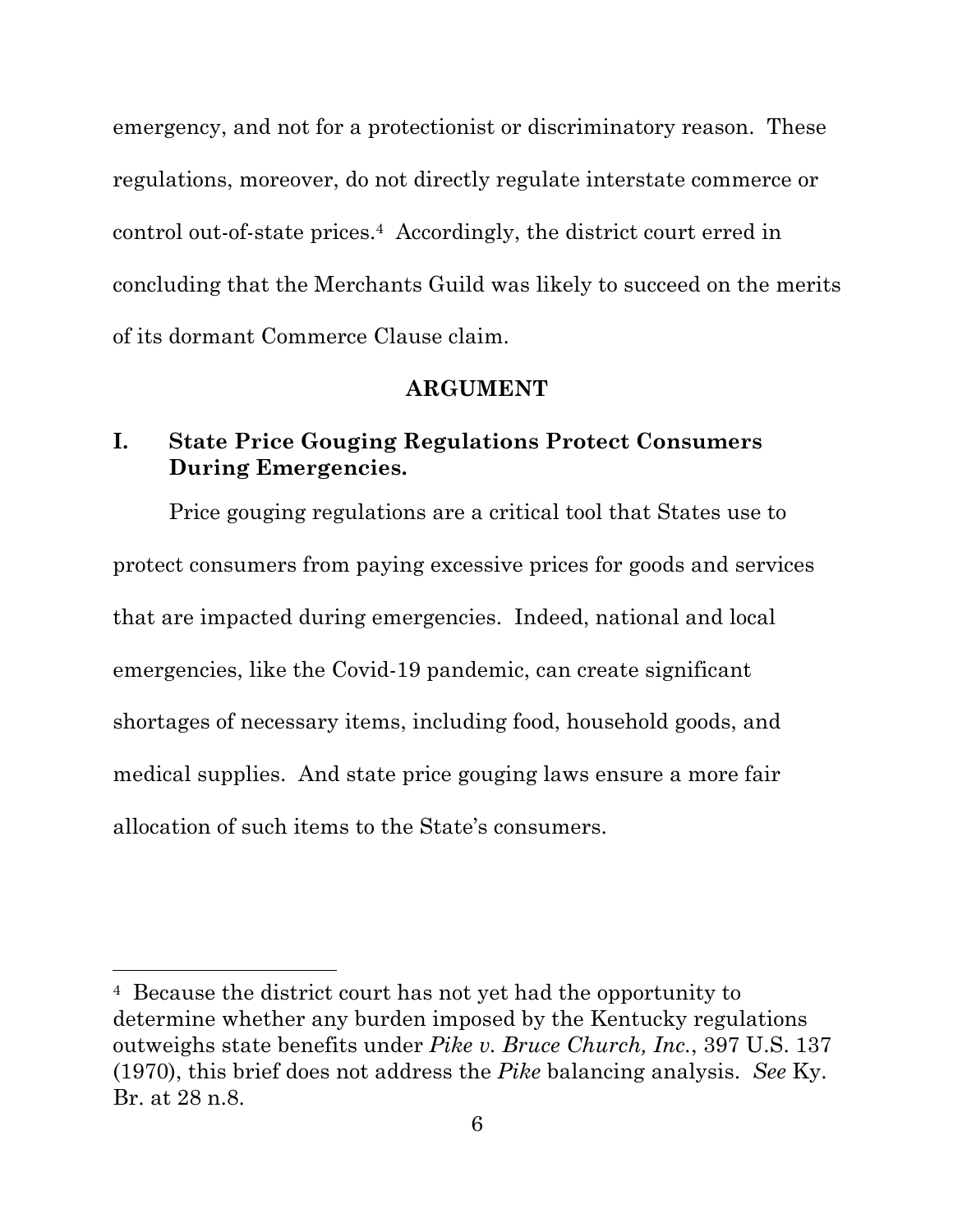emergency, and not for a protectionist or discriminatory reason. These regulations, moreover, do not directly regulate interstate commerce or control out-of-state prices.[4] Accordingly, the district court erred in concluding that the Merchants Guild was likely to succeed on the merits of its dormant Commerce Clause claim.

## ARGUMENT

### I. State Price Gouging Regulations Protect Consumers During Emergencies.

Price gouging regulations are a critical tool that States use to protect consumers from paying excessive prices for goods and services that are impacted during emergencies. Indeed, national and local emergencies, like the Covid-19 pandemic, can create significant shortages of necessary items, including food, household goods, and medical supplies. And state price gouging laws ensure a more fair allocation of such items to the State's consumers.

---

[4] Because the district court has not yet had the opportunity to determine whether any burden imposed by the Kentucky regulations outweighs state benefits under *Pike v. Bruce Church, Inc.*, 397 U.S. 137 (1970), this brief does not address the *Pike* balancing analysis. *See* Ky. Br. at 28 n.8.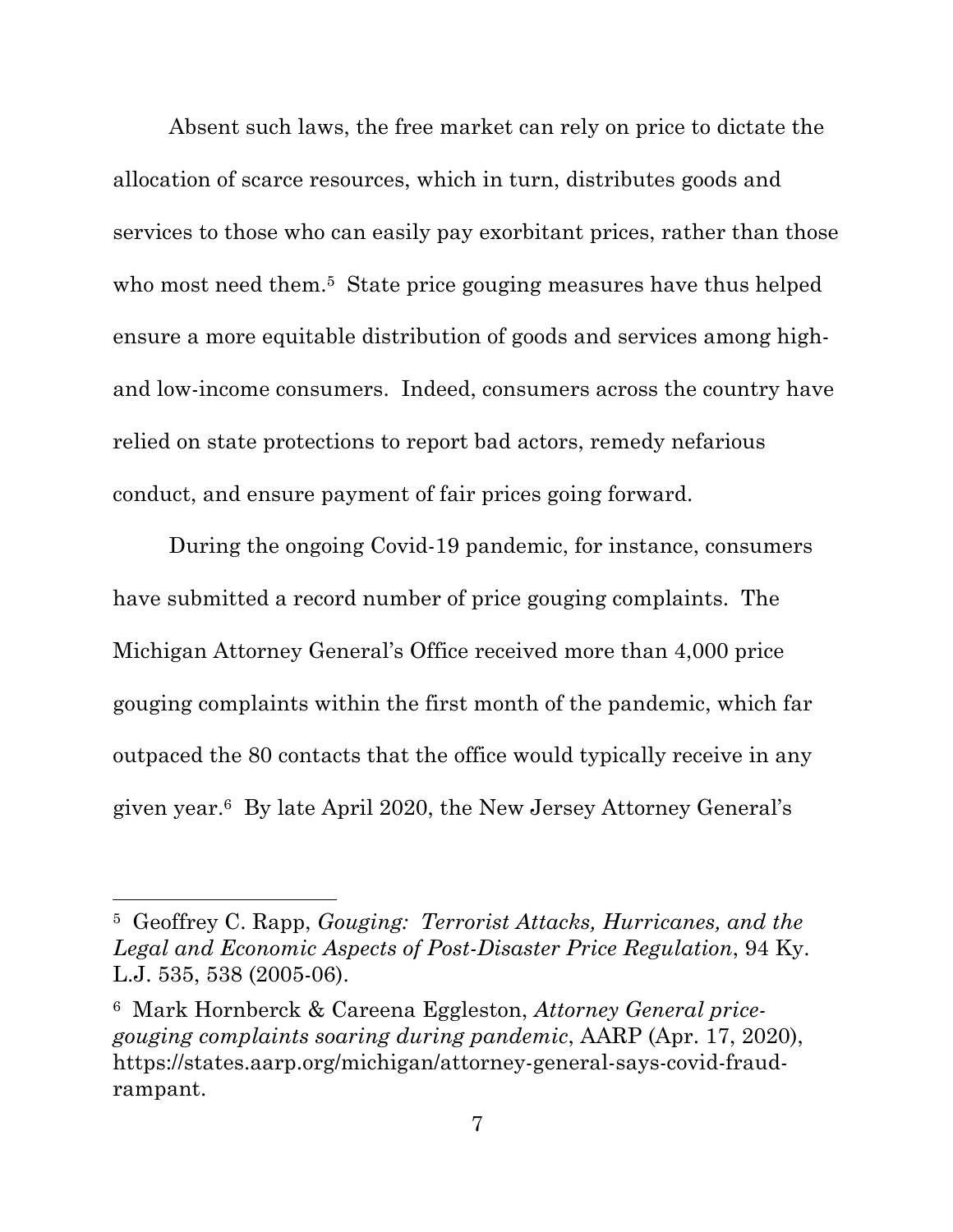Absent such laws, the free market can rely on price to dictate the allocation of scarce resources, which in turn, distributes goods and services to those who can easily pay exorbitant prices, rather than those who most need them.[5] State price gouging measures have thus helped ensure a more equitable distribution of goods and services among high- and low-income consumers. Indeed, consumers across the country have relied on state protections to report bad actors, remedy nefarious conduct, and ensure payment of fair prices going forward.

During the ongoing Covid-19 pandemic, for instance, consumers have submitted a record number of price gouging complaints. The Michigan Attorney General's Office received more than 4,000 price gouging complaints within the first month of the pandemic, which far outpaced the 80 contacts that the office would typically receive in any given year.[6] By late April 2020, the New Jersey Attorney General's

---

[5] Geoffrey C. Rapp, *Gouging: Terrorist Attacks, Hurricanes, and the Legal and Economic Aspects of Post-Disaster Price Regulation*, 94 Ky. L.J. 535, 538 (2005-06).

[6] Mark Hornberck & Careena Eggleston, *Attorney General price-gouging complaints soaring during pandemic*, AARP (Apr. 17, 2020), https://states.aarp.org/michigan/attorney-general-says-covid-fraud-rampant.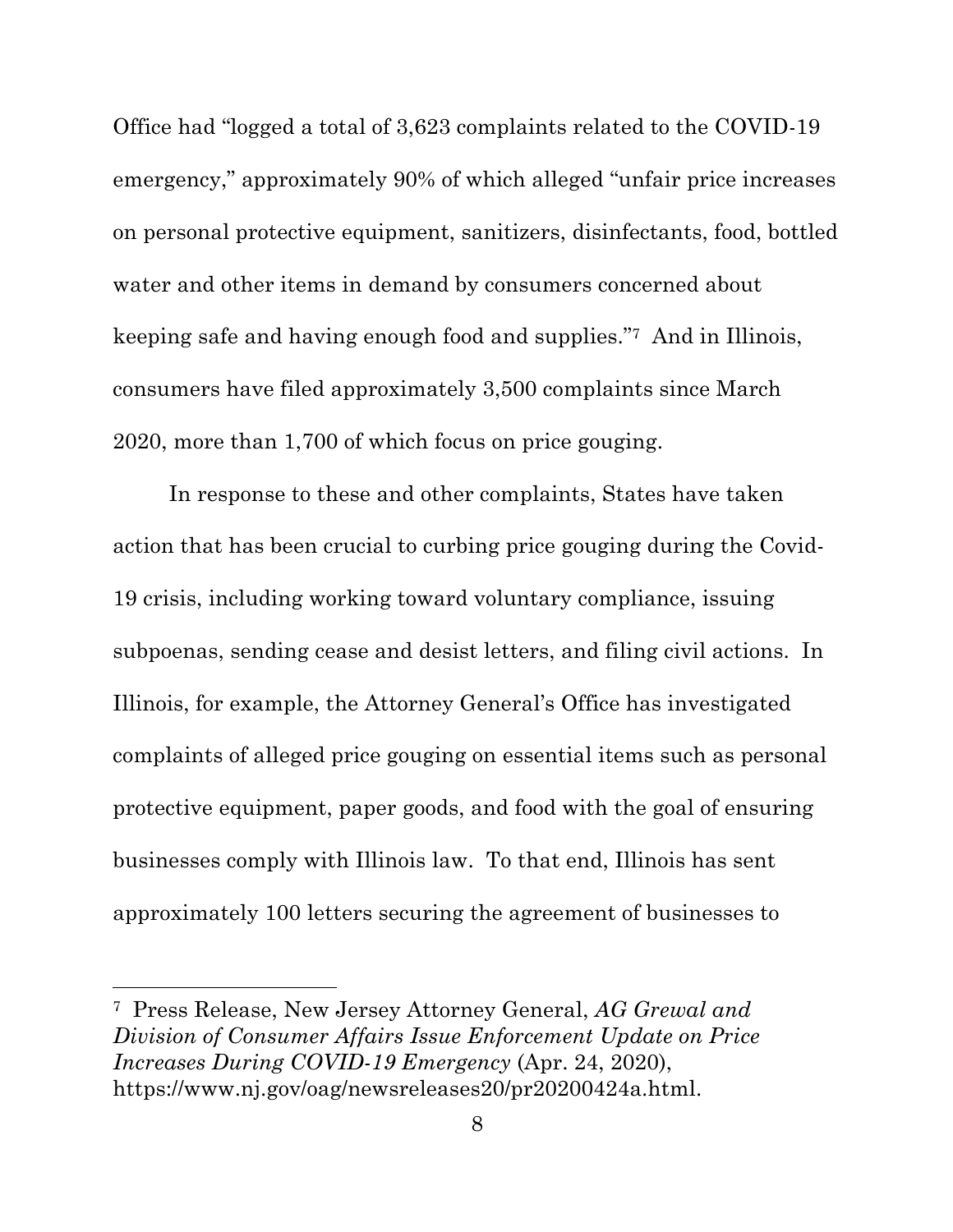Office had "logged a total of 3,623 complaints related to the COVID-19 emergency," approximately 90% of which alleged "unfair price increases on personal protective equipment, sanitizers, disinfectants, food, bottled water and other items in demand by consumers concerned about keeping safe and having enough food and supplies."[7] And in Illinois, consumers have filed approximately 3,500 complaints since March 2020, more than 1,700 of which focus on price gouging.

In response to these and other complaints, States have taken action that has been crucial to curbing price gouging during the Covid-19 crisis, including working toward voluntary compliance, issuing subpoenas, sending cease and desist letters, and filing civil actions. In Illinois, for example, the Attorney General's Office has investigated complaints of alleged price gouging on essential items such as personal protective equipment, paper goods, and food with the goal of ensuring businesses comply with Illinois law. To that end, Illinois has sent approximately 100 letters securing the agreement of businesses to

---

[7] Press Release, New Jersey Attorney General, *AG Grewal and Division of Consumer Affairs Issue Enforcement Update on Price Increases During COVID-19 Emergency* (Apr. 24, 2020), https://www.nj.gov/oag/newsreleases20/pr20200424a.html.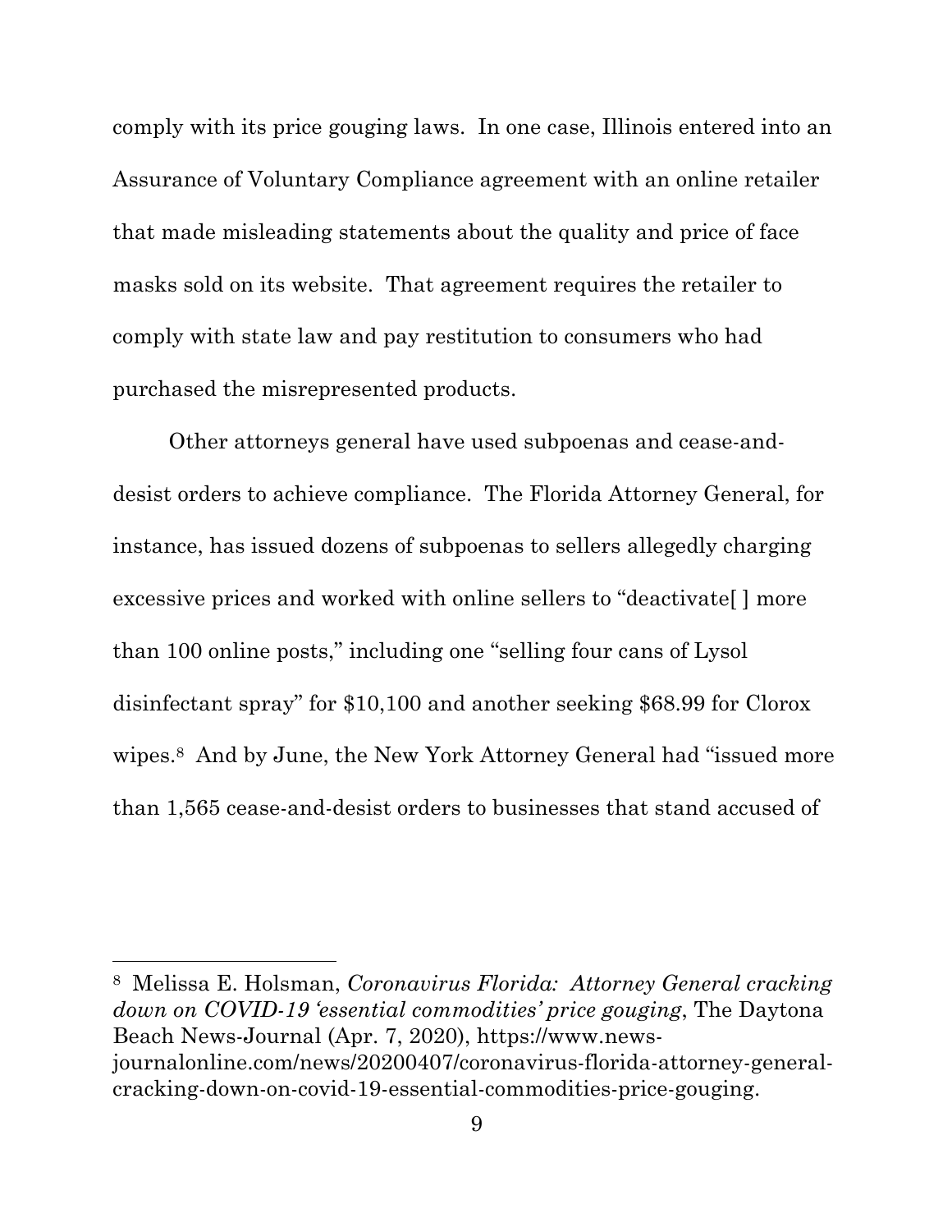comply with its price gouging laws. In one case, Illinois entered into an Assurance of Voluntary Compliance agreement with an online retailer that made misleading statements about the quality and price of face masks sold on its website. That agreement requires the retailer to comply with state law and pay restitution to consumers who had purchased the misrepresented products.

Other attorneys general have used subpoenas and cease-and-desist orders to achieve compliance. The Florida Attorney General, for instance, has issued dozens of subpoenas to sellers allegedly charging excessive prices and worked with online sellers to "deactivate[ ] more than 100 online posts," including one "selling four cans of Lysol disinfectant spray" for $10,100 and another seeking $68.99 for Clorox wipes.[8] And by June, the New York Attorney General had "issued more than 1,565 cease-and-desist orders to businesses that stand accused of

---

[8] Melissa E. Holsman, *Coronavirus Florida: Attorney General cracking down on COVID-19 'essential commodities' price gouging*, The Daytona Beach News-Journal (Apr. 7, 2020), https://www.news-journalonline.com/news/20200407/coronavirus-florida-attorney-general-cracking-down-on-covid-19-essential-commodities-price-gouging.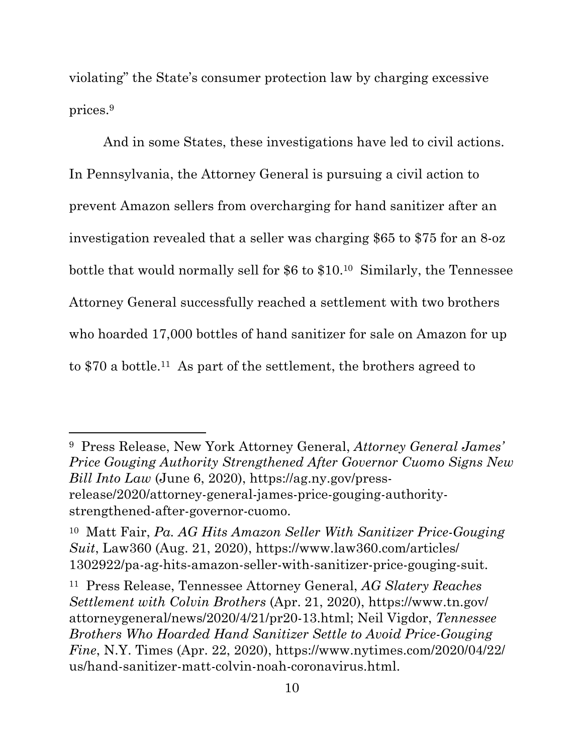violating" the State's consumer protection law by charging excessive prices.[9]

And in some States, these investigations have led to civil actions. In Pennsylvania, the Attorney General is pursuing a civil action to prevent Amazon sellers from overcharging for hand sanitizer after an investigation revealed that a seller was charging $65 to $75 for an 8-oz bottle that would normally sell for $6 to $10.[10] Similarly, the Tennessee Attorney General successfully reached a settlement with two brothers who hoarded 17,000 bottles of hand sanitizer for sale on Amazon for up to $70 a bottle.[11] As part of the settlement, the brothers agreed to

---

[9] Press Release, New York Attorney General, *Attorney General James' Price Gouging Authority Strengthened After Governor Cuomo Signs New Bill Into Law* (June 6, 2020), https://ag.ny.gov/press-release/2020/attorney-general-james-price-gouging-authority-strengthened-after-governor-cuomo.

[10] Matt Fair, *Pa. AG Hits Amazon Seller With Sanitizer Price-Gouging Suit*, Law360 (Aug. 21, 2020), https://www.law360.com/articles/1302922/pa-ag-hits-amazon-seller-with-sanitizer-price-gouging-suit.

[11] Press Release, Tennessee Attorney General, *AG Slatery Reaches Settlement with Colvin Brothers* (Apr. 21, 2020), https://www.tn.gov/attorneygeneral/news/2020/4/21/pr20-13.html; Neil Vigdor, *Tennessee Brothers Who Hoarded Hand Sanitizer Settle to Avoid Price-Gouging Fine*, N.Y. Times (Apr. 22, 2020), https://www.nytimes.com/2020/04/22/us/hand-sanitizer-matt-colvin-noah-coronavirus.html.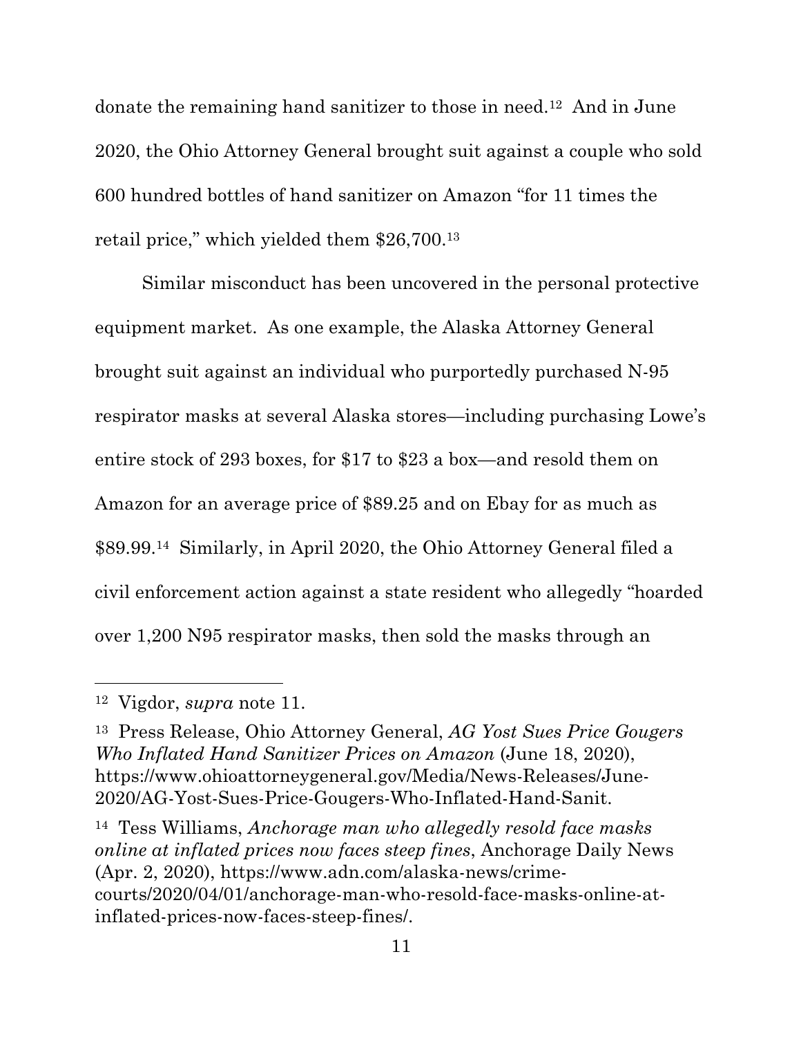donate the remaining hand sanitizer to those in need.[12] And in June 2020, the Ohio Attorney General brought suit against a couple who sold 600 hundred bottles of hand sanitizer on Amazon "for 11 times the retail price," which yielded them $26,700.[13]

Similar misconduct has been uncovered in the personal protective equipment market. As one example, the Alaska Attorney General brought suit against an individual who purportedly purchased N-95 respirator masks at several Alaska stores—including purchasing Lowe's entire stock of 293 boxes, for $17 to $23 a box—and resold them on Amazon for an average price of $89.25 and on Ebay for as much as $89.99.[14] Similarly, in April 2020, the Ohio Attorney General filed a civil enforcement action against a state resident who allegedly "hoarded over 1,200 N95 respirator masks, then sold the masks through an

---

[12] Vigdor, *supra* note 11.

[13] Press Release, Ohio Attorney General, *AG Yost Sues Price Gougers Who Inflated Hand Sanitizer Prices on Amazon* (June 18, 2020), https://www.ohioattorneygeneral.gov/Media/News-Releases/June-2020/AG-Yost-Sues-Price-Gougers-Who-Inflated-Hand-Sanit.

[14] Tess Williams, *Anchorage man who allegedly resold face masks online at inflated prices now faces steep fines*, Anchorage Daily News (Apr. 2, 2020), https://www.adn.com/alaska-news/crime-courts/2020/04/01/anchorage-man-who-resold-face-masks-online-at-inflated-prices-now-faces-steep-fines/.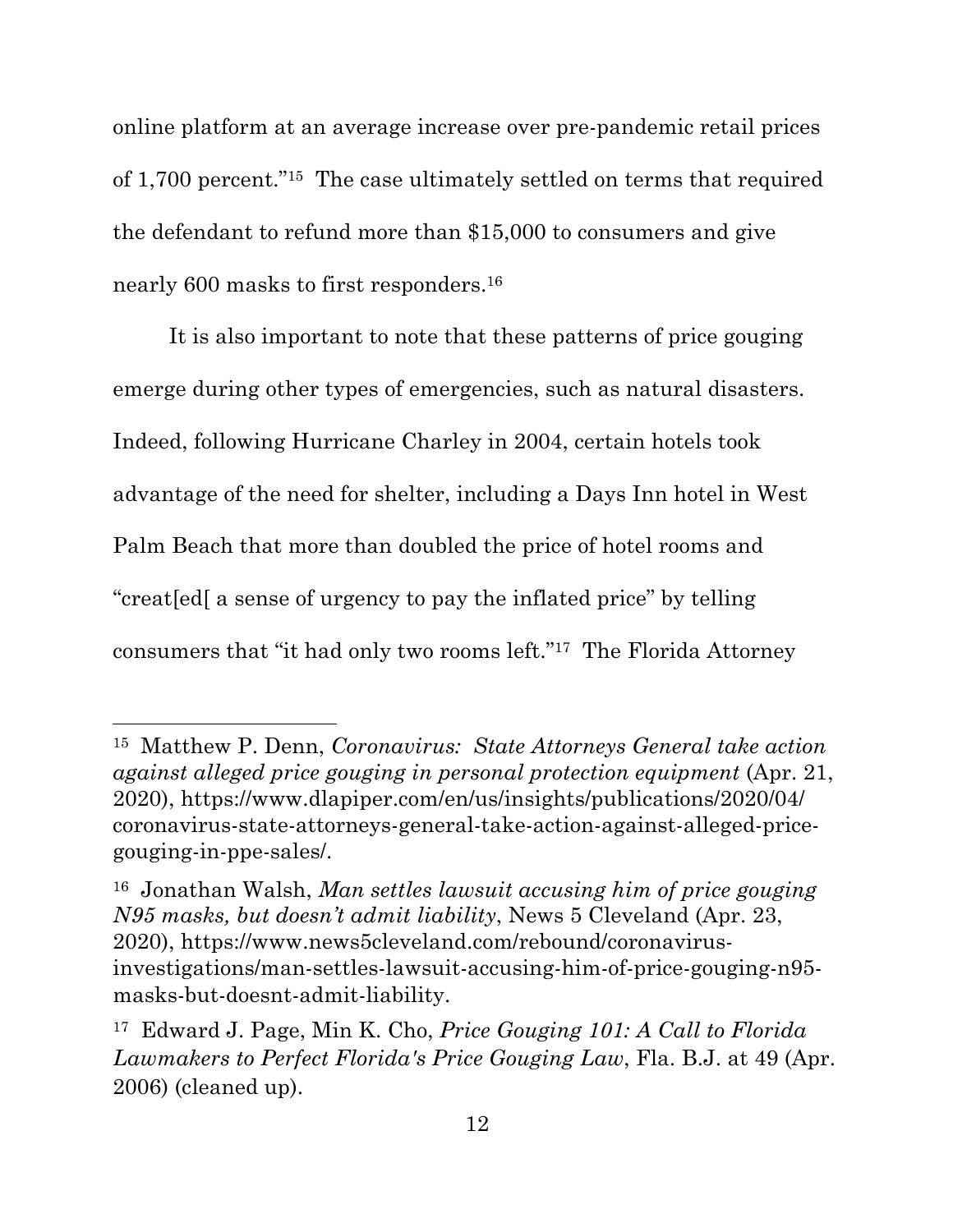online platform at an average increase over pre-pandemic retail prices of 1,700 percent."[15] The case ultimately settled on terms that required the defendant to refund more than $15,000 to consumers and give nearly 600 masks to first responders.[16]

It is also important to note that these patterns of price gouging emerge during other types of emergencies, such as natural disasters. Indeed, following Hurricane Charley in 2004, certain hotels took advantage of the need for shelter, including a Days Inn hotel in West Palm Beach that more than doubled the price of hotel rooms and "creat[ed[ a sense of urgency to pay the inflated price" by telling consumers that "it had only two rooms left."[17] The Florida Attorney

---

[15] Matthew P. Denn, *Coronavirus: State Attorneys General take action against alleged price gouging in personal protection equipment* (Apr. 21, 2020), https://www.dlapiper.com/en/us/insights/publications/2020/04/coronavirus-state-attorneys-general-take-action-against-alleged-price-gouging-in-ppe-sales/.

[16] Jonathan Walsh, *Man settles lawsuit accusing him of price gouging N95 masks, but doesn't admit liability*, News 5 Cleveland (Apr. 23, 2020), https://www.news5cleveland.com/rebound/coronavirus-investigations/man-settles-lawsuit-accusing-him-of-price-gouging-n95-masks-but-doesnt-admit-liability.

[17] Edward J. Page, Min K. Cho, *Price Gouging 101: A Call to Florida Lawmakers to Perfect Florida's Price Gouging Law*, Fla. B.J. at 49 (Apr. 2006) (cleaned up).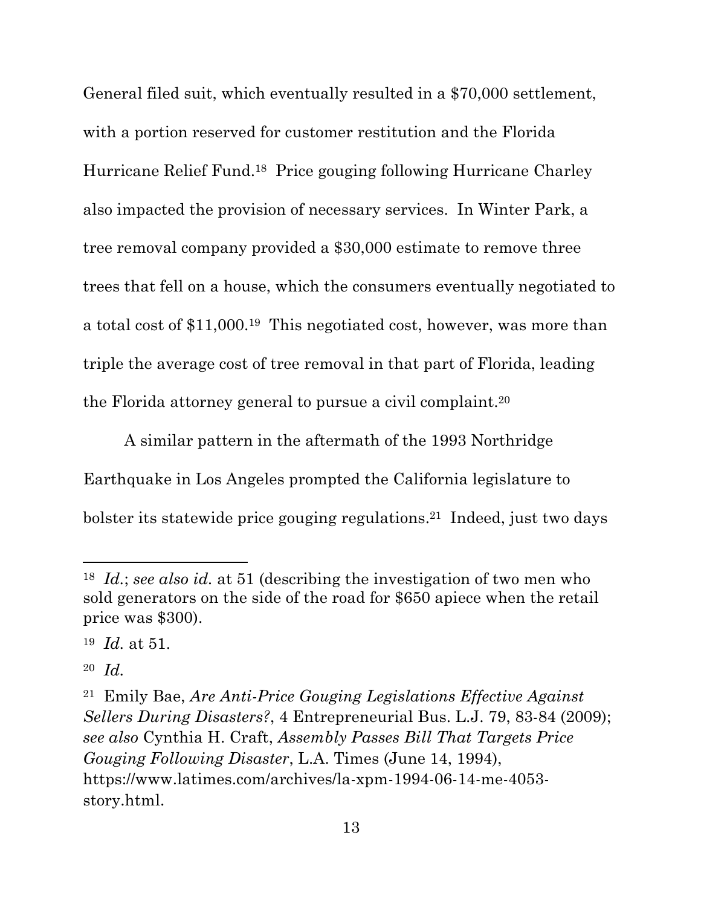General filed suit, which eventually resulted in a $70,000 settlement, with a portion reserved for customer restitution and the Florida Hurricane Relief Fund.[18] Price gouging following Hurricane Charley also impacted the provision of necessary services. In Winter Park, a tree removal company provided a $30,000 estimate to remove three trees that fell on a house, which the consumers eventually negotiated to a total cost of $11,000.[19] This negotiated cost, however, was more than triple the average cost of tree removal in that part of Florida, leading the Florida attorney general to pursue a civil complaint.[20]

A similar pattern in the aftermath of the 1993 Northridge Earthquake in Los Angeles prompted the California legislature to bolster its statewide price gouging regulations.[21] Indeed, just two days

---

[18] *Id.*; *see also id.* at 51 (describing the investigation of two men who sold generators on the side of the road for $650 apiece when the retail price was $300).

[19] *Id.* at 51.

[20] *Id.*

[21] Emily Bae, *Are Anti-Price Gouging Legislations Effective Against Sellers During Disasters?*, 4 Entrepreneurial Bus. L.J. 79, 83-84 (2009); *see also* Cynthia H. Craft, *Assembly Passes Bill That Targets Price Gouging Following Disaster*, L.A. Times (June 14, 1994), https://www.latimes.com/archives/la-xpm-1994-06-14-me-4053-story.html.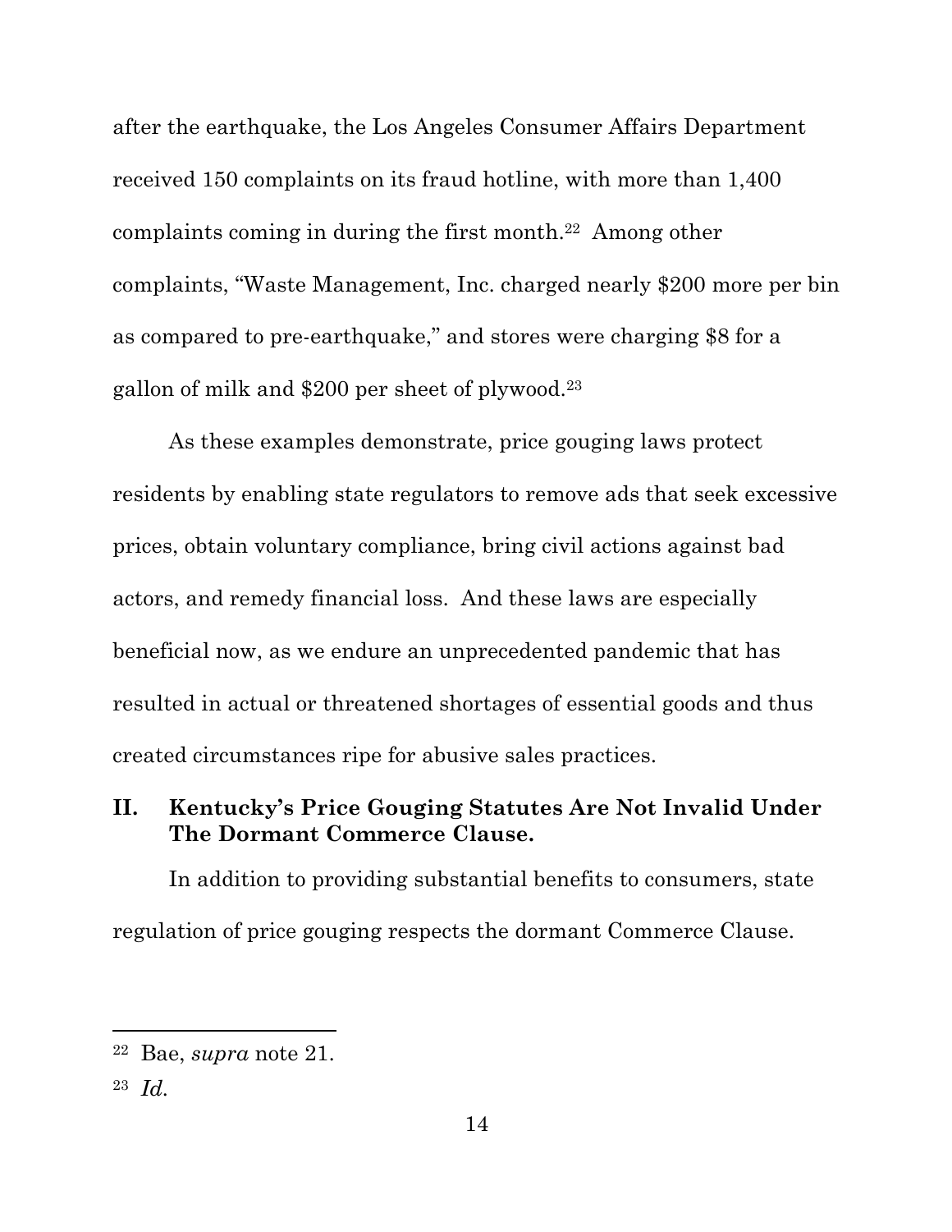after the earthquake, the Los Angeles Consumer Affairs Department received 150 complaints on its fraud hotline, with more than 1,400 complaints coming in during the first month.[22] Among other complaints, "Waste Management, Inc. charged nearly $200 more per bin as compared to pre-earthquake," and stores were charging $8 for a gallon of milk and $200 per sheet of plywood.[23]

As these examples demonstrate, price gouging laws protect residents by enabling state regulators to remove ads that seek excessive prices, obtain voluntary compliance, bring civil actions against bad actors, and remedy financial loss. And these laws are especially beneficial now, as we endure an unprecedented pandemic that has resulted in actual or threatened shortages of essential goods and thus created circumstances ripe for abusive sales practices.

## II. Kentucky's Price Gouging Statutes Are Not Invalid Under The Dormant Commerce Clause.

In addition to providing substantial benefits to consumers, state regulation of price gouging respects the dormant Commerce Clause.

---

[22] Bae, *supra* note 21.

[23] *Id.*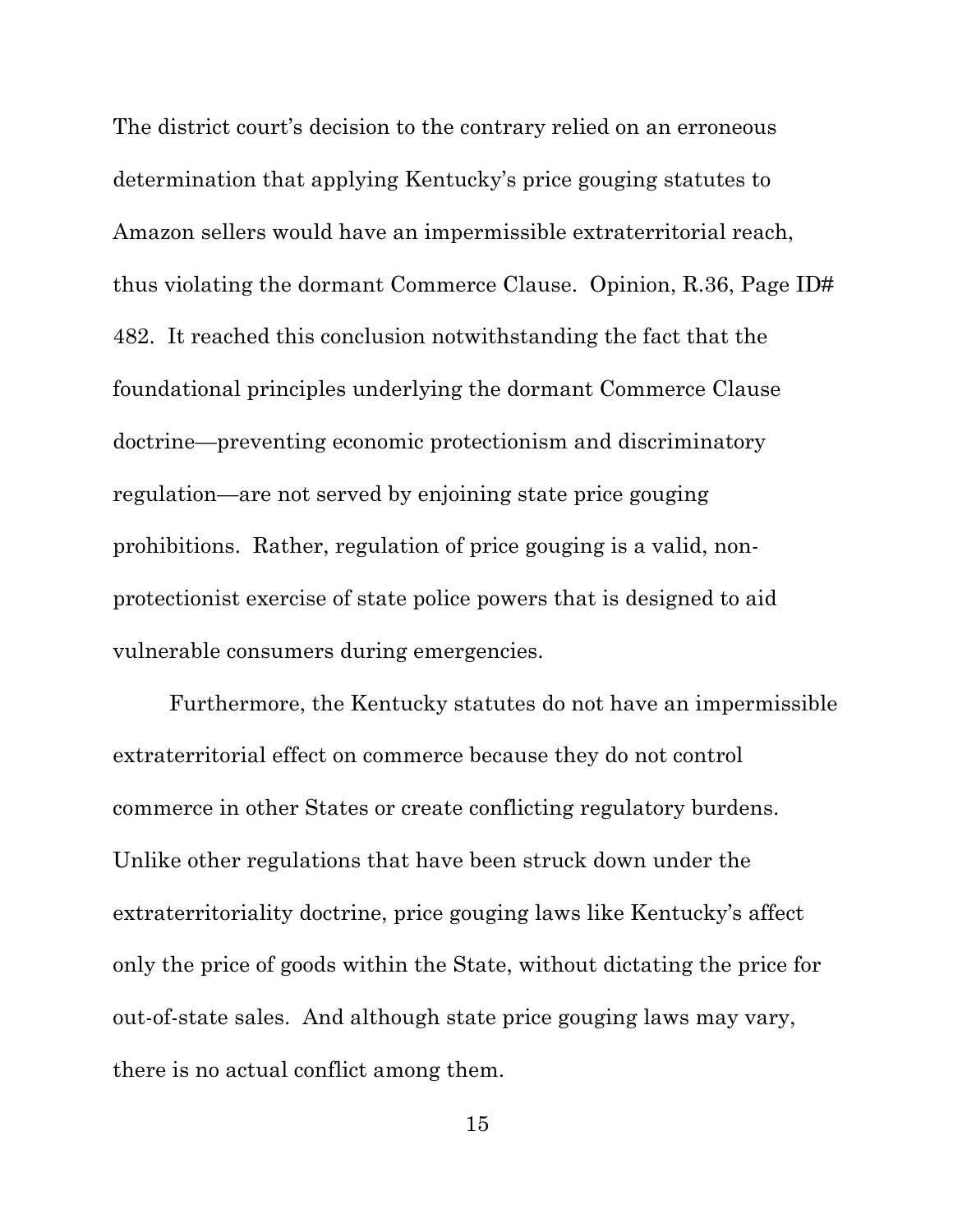The district court's decision to the contrary relied on an erroneous determination that applying Kentucky's price gouging statutes to Amazon sellers would have an impermissible extraterritorial reach, thus violating the dormant Commerce Clause. Opinion, R.36, Page ID# 482. It reached this conclusion notwithstanding the fact that the foundational principles underlying the dormant Commerce Clause doctrine—preventing economic protectionism and discriminatory regulation—are not served by enjoining state price gouging prohibitions. Rather, regulation of price gouging is a valid, non-protectionist exercise of state police powers that is designed to aid vulnerable consumers during emergencies.

Furthermore, the Kentucky statutes do not have an impermissible extraterritorial effect on commerce because they do not control commerce in other States or create conflicting regulatory burdens. Unlike other regulations that have been struck down under the extraterritoriality doctrine, price gouging laws like Kentucky's affect only the price of goods within the State, without dictating the price for out-of-state sales. And although state price gouging laws may vary, there is no actual conflict among them.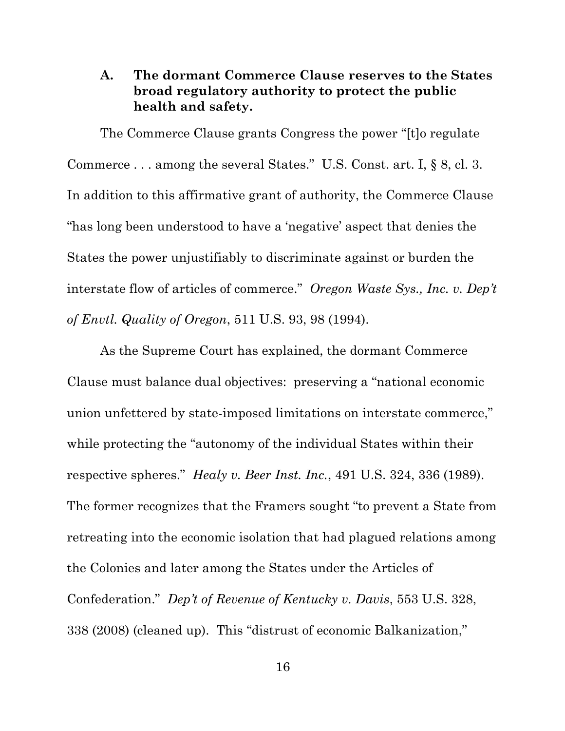### A. The dormant Commerce Clause reserves to the States broad regulatory authority to protect the public health and safety.

The Commerce Clause grants Congress the power "[t]o regulate Commerce . . . among the several States." U.S. Const. art. I, § 8, cl. 3. In addition to this affirmative grant of authority, the Commerce Clause "has long been understood to have a 'negative' aspect that denies the States the power unjustifiably to discriminate against or burden the interstate flow of articles of commerce." *Oregon Waste Sys., Inc. v. Dep't of Envtl. Quality of Oregon*, 511 U.S. 93, 98 (1994).

As the Supreme Court has explained, the dormant Commerce Clause must balance dual objectives: preserving a "national economic union unfettered by state-imposed limitations on interstate commerce," while protecting the "autonomy of the individual States within their respective spheres." *Healy v. Beer Inst. Inc.*, 491 U.S. 324, 336 (1989). The former recognizes that the Framers sought "to prevent a State from retreating into the economic isolation that had plagued relations among the Colonies and later among the States under the Articles of Confederation." *Dep't of Revenue of Kentucky v. Davis*, 553 U.S. 328, 338 (2008) (cleaned up). This "distrust of economic Balkanization,"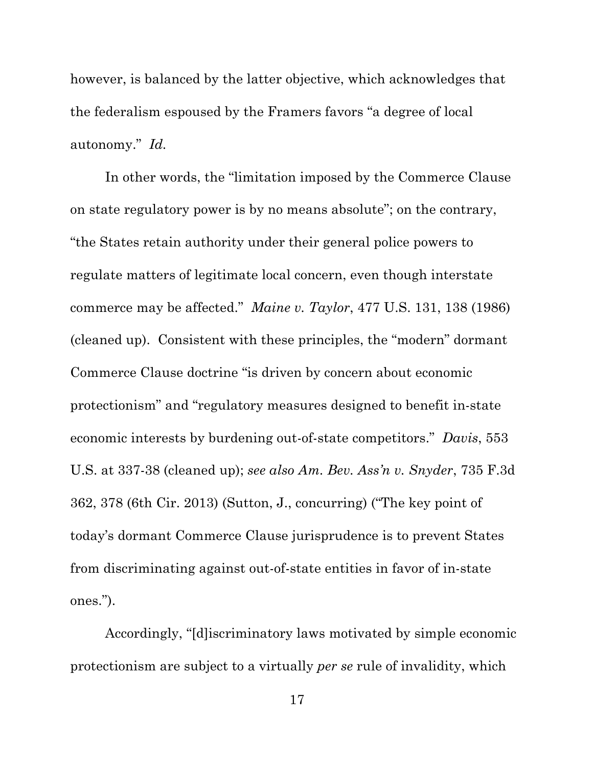however, is balanced by the latter objective, which acknowledges that the federalism espoused by the Framers favors "a degree of local autonomy." *Id.*

In other words, the "limitation imposed by the Commerce Clause on state regulatory power is by no means absolute"; on the contrary, "the States retain authority under their general police powers to regulate matters of legitimate local concern, even though interstate commerce may be affected." *Maine v. Taylor*, 477 U.S. 131, 138 (1986) (cleaned up). Consistent with these principles, the "modern" dormant Commerce Clause doctrine "is driven by concern about economic protectionism" and "regulatory measures designed to benefit in-state economic interests by burdening out-of-state competitors." *Davis*, 553 U.S. at 337-38 (cleaned up); *see also Am. Bev. Ass'n v. Snyder*, 735 F.3d 362, 378 (6th Cir. 2013) (Sutton, J., concurring) ("The key point of today's dormant Commerce Clause jurisprudence is to prevent States from discriminating against out-of-state entities in favor of in-state ones.").

Accordingly, "[d]iscriminatory laws motivated by simple economic protectionism are subject to a virtually *per se* rule of invalidity, which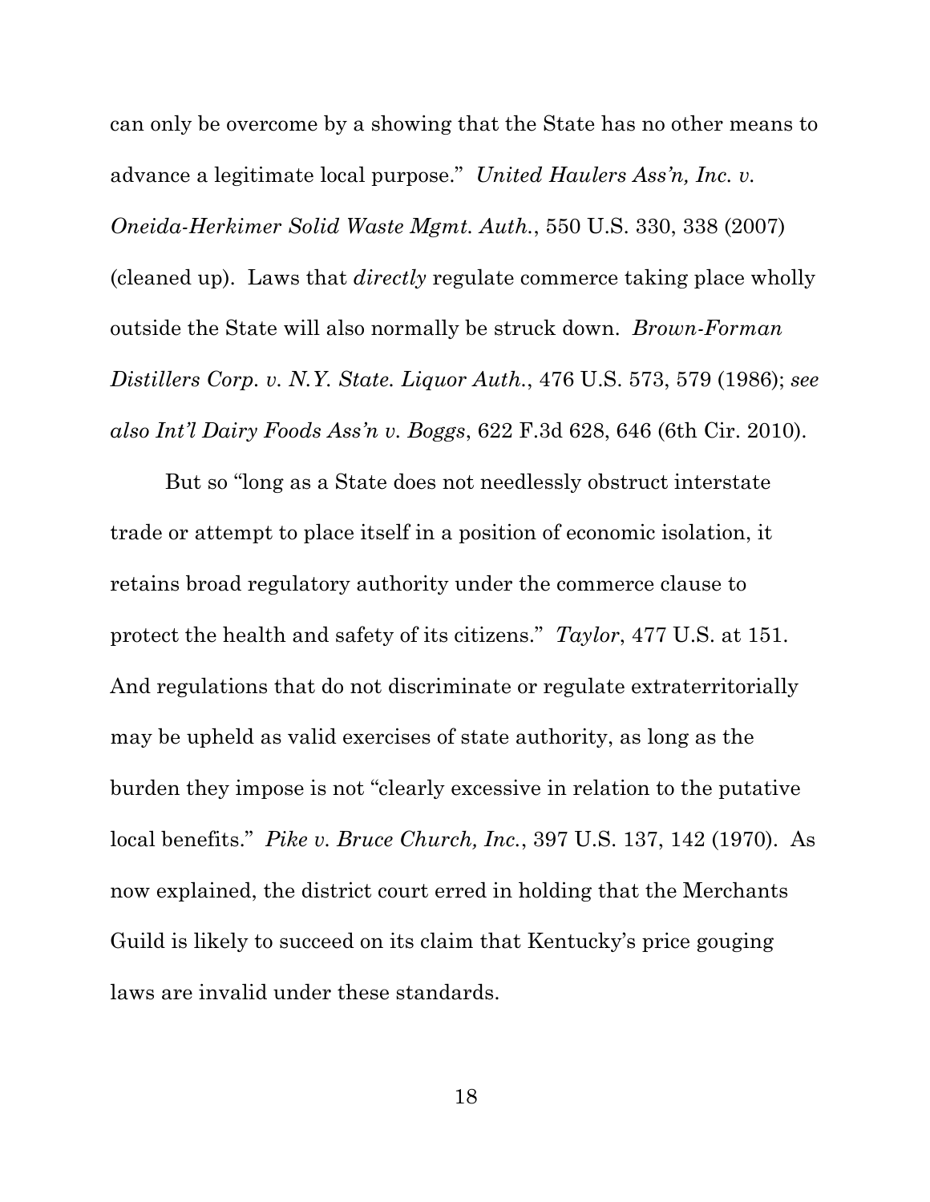can only be overcome by a showing that the State has no other means to advance a legitimate local purpose." *United Haulers Ass'n, Inc. v. Oneida-Herkimer Solid Waste Mgmt. Auth.*, 550 U.S. 330, 338 (2007) (cleaned up). Laws that *directly* regulate commerce taking place wholly outside the State will also normally be struck down. *Brown-Forman Distillers Corp. v. N.Y. State. Liquor Auth.*, 476 U.S. 573, 579 (1986); *see also Int'l Dairy Foods Ass'n v. Boggs*, 622 F.3d 628, 646 (6th Cir. 2010).

But so "long as a State does not needlessly obstruct interstate trade or attempt to place itself in a position of economic isolation, it retains broad regulatory authority under the commerce clause to protect the health and safety of its citizens." *Taylor*, 477 U.S. at 151. And regulations that do not discriminate or regulate extraterritorially may be upheld as valid exercises of state authority, as long as the burden they impose is not "clearly excessive in relation to the putative local benefits." *Pike v. Bruce Church, Inc.*, 397 U.S. 137, 142 (1970). As now explained, the district court erred in holding that the Merchants Guild is likely to succeed on its claim that Kentucky's price gouging laws are invalid under these standards.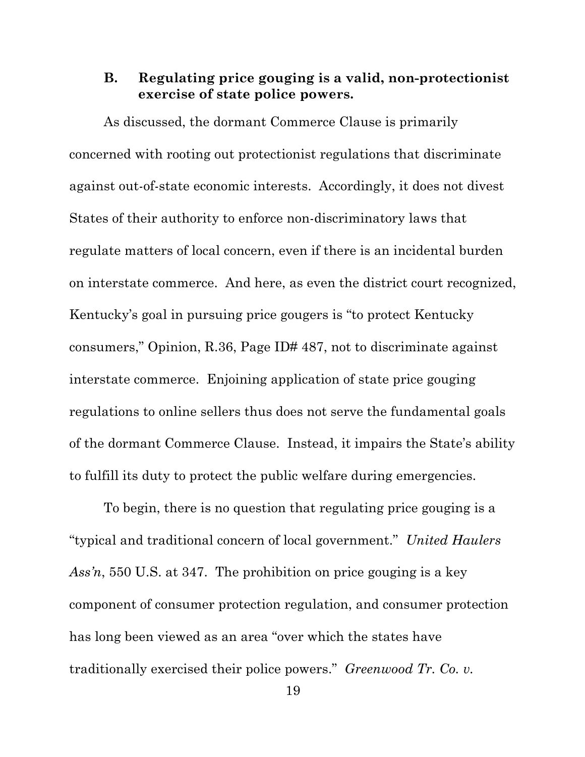### B. Regulating price gouging is a valid, non-protectionist exercise of state police powers.

As discussed, the dormant Commerce Clause is primarily concerned with rooting out protectionist regulations that discriminate against out-of-state economic interests. Accordingly, it does not divest States of their authority to enforce non-discriminatory laws that regulate matters of local concern, even if there is an incidental burden on interstate commerce. And here, as even the district court recognized, Kentucky's goal in pursuing price gougers is "to protect Kentucky consumers," Opinion, R.36, Page ID# 487, not to discriminate against interstate commerce. Enjoining application of state price gouging regulations to online sellers thus does not serve the fundamental goals of the dormant Commerce Clause. Instead, it impairs the State's ability to fulfill its duty to protect the public welfare during emergencies.

To begin, there is no question that regulating price gouging is a "typical and traditional concern of local government." *United Haulers Ass'n*, 550 U.S. at 347. The prohibition on price gouging is a key component of consumer protection regulation, and consumer protection has long been viewed as an area "over which the states have traditionally exercised their police powers." *Greenwood Tr. Co. v.*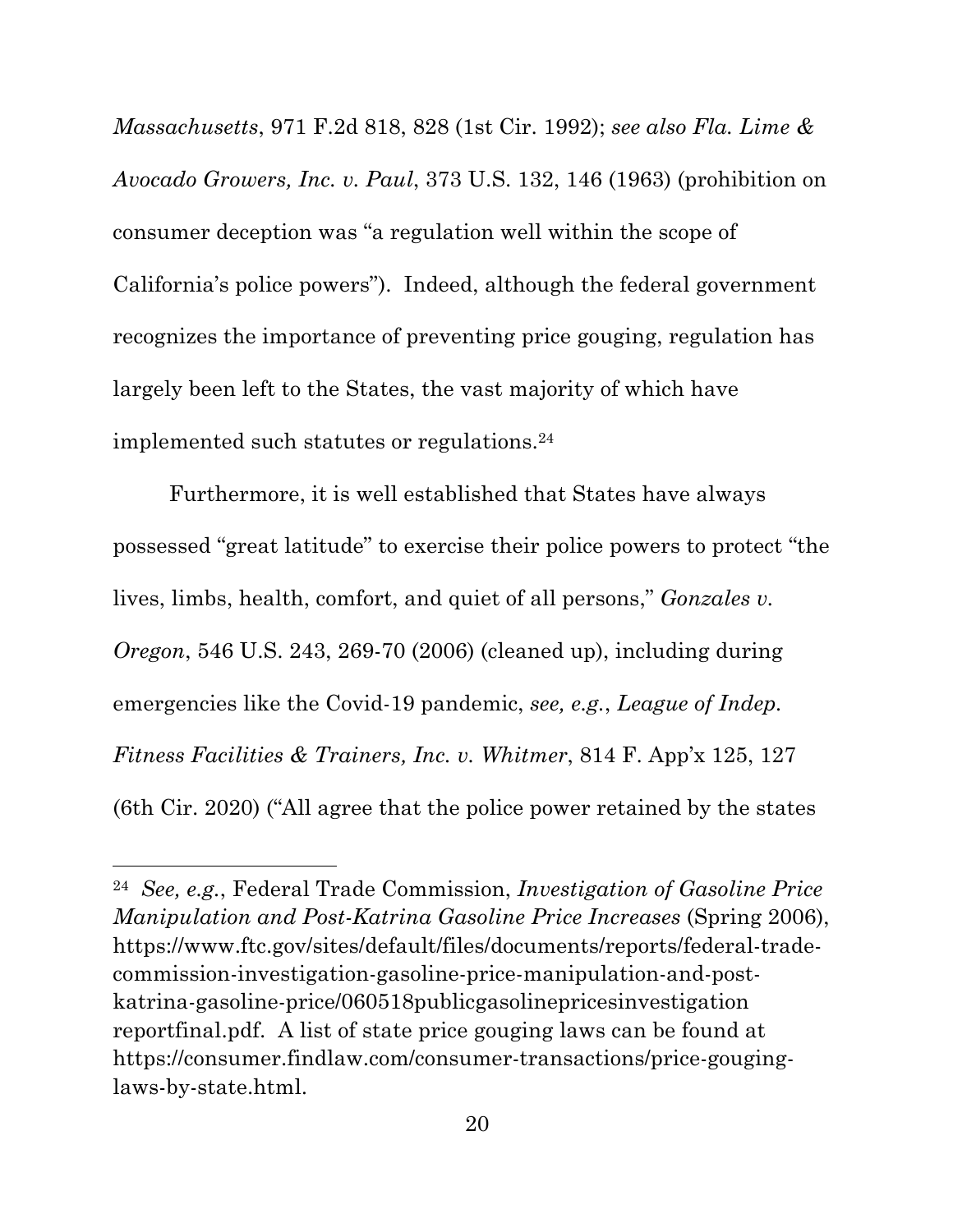*Massachusetts*, 971 F.2d 818, 828 (1st Cir. 1992); *see also Fla. Lime & Avocado Growers, Inc. v. Paul*, 373 U.S. 132, 146 (1963) (prohibition on consumer deception was "a regulation well within the scope of California's police powers"). Indeed, although the federal government recognizes the importance of preventing price gouging, regulation has largely been left to the States, the vast majority of which have implemented such statutes or regulations.[24]

Furthermore, it is well established that States have always possessed "great latitude" to exercise their police powers to protect "the lives, limbs, health, comfort, and quiet of all persons," *Gonzales v. Oregon*, 546 U.S. 243, 269-70 (2006) (cleaned up), including during emergencies like the Covid-19 pandemic, *see, e.g.*, *League of Indep. Fitness Facilities & Trainers, Inc. v. Whitmer*, 814 F. App'x 125, 127 (6th Cir. 2020) ("All agree that the police power retained by the states

---

[24] *See, e.g.*, Federal Trade Commission, *Investigation of Gasoline Price Manipulation and Post-Katrina Gasoline Price Increases* (Spring 2006), https://www.ftc.gov/sites/default/files/documents/reports/federal-trade-commission-investigation-gasoline-price-manipulation-and-post-katrina-gasoline-price/060518publicgasolinepricesinvestigation reportfinal.pdf. A list of state price gouging laws can be found at https://consumer.findlaw.com/consumer-transactions/price-gouging-laws-by-state.html.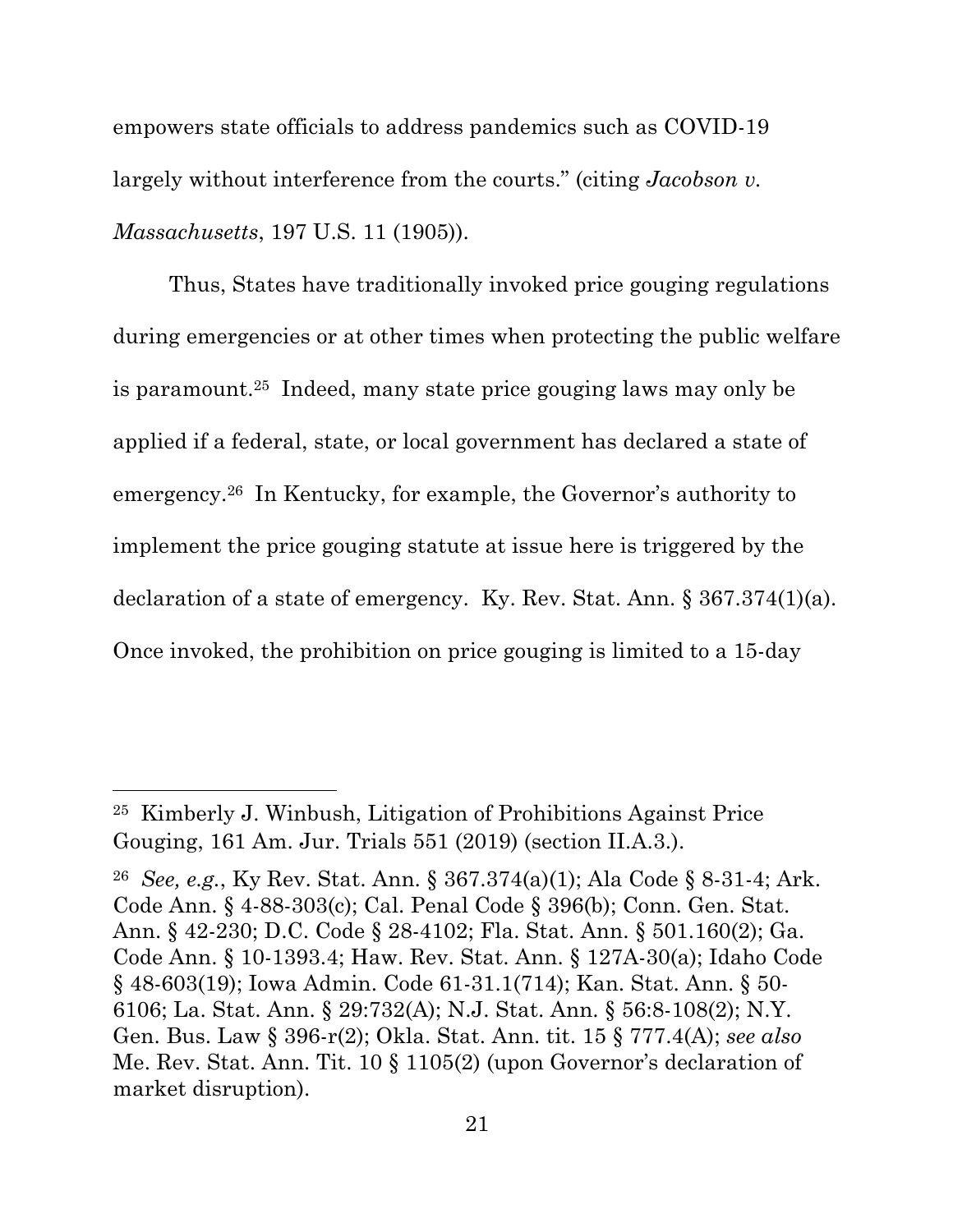empowers state officials to address pandemics such as COVID-19 largely without interference from the courts." (citing *Jacobson v. Massachusetts*, 197 U.S. 11 (1905)).

Thus, States have traditionally invoked price gouging regulations during emergencies or at other times when protecting the public welfare is paramount.[25] Indeed, many state price gouging laws may only be applied if a federal, state, or local government has declared a state of emergency.[26] In Kentucky, for example, the Governor's authority to implement the price gouging statute at issue here is triggered by the declaration of a state of emergency. Ky. Rev. Stat. Ann. § 367.374(1)(a). Once invoked, the prohibition on price gouging is limited to a 15-day

---

[25] Kimberly J. Winbush, Litigation of Prohibitions Against Price Gouging, 161 Am. Jur. Trials 551 (2019) (section II.A.3.).

[26] *See, e.g.*, Ky Rev. Stat. Ann. § 367.374(a)(1); Ala Code § 8-31-4; Ark. Code Ann. § 4-88-303(c); Cal. Penal Code § 396(b); Conn. Gen. Stat. Ann. § 42-230; D.C. Code § 28-4102; Fla. Stat. Ann. § 501.160(2); Ga. Code Ann. § 10-1393.4; Haw. Rev. Stat. Ann. § 127A-30(a); Idaho Code § 48-603(19); Iowa Admin. Code 61-31.1(714); Kan. Stat. Ann. § 50-6106; La. Stat. Ann. § 29:732(A); N.J. Stat. Ann. § 56:8-108(2); N.Y. Gen. Bus. Law § 396-r(2); Okla. Stat. Ann. tit. 15 § 777.4(A); *see also* Me. Rev. Stat. Ann. Tit. 10 § 1105(2) (upon Governor's declaration of market disruption).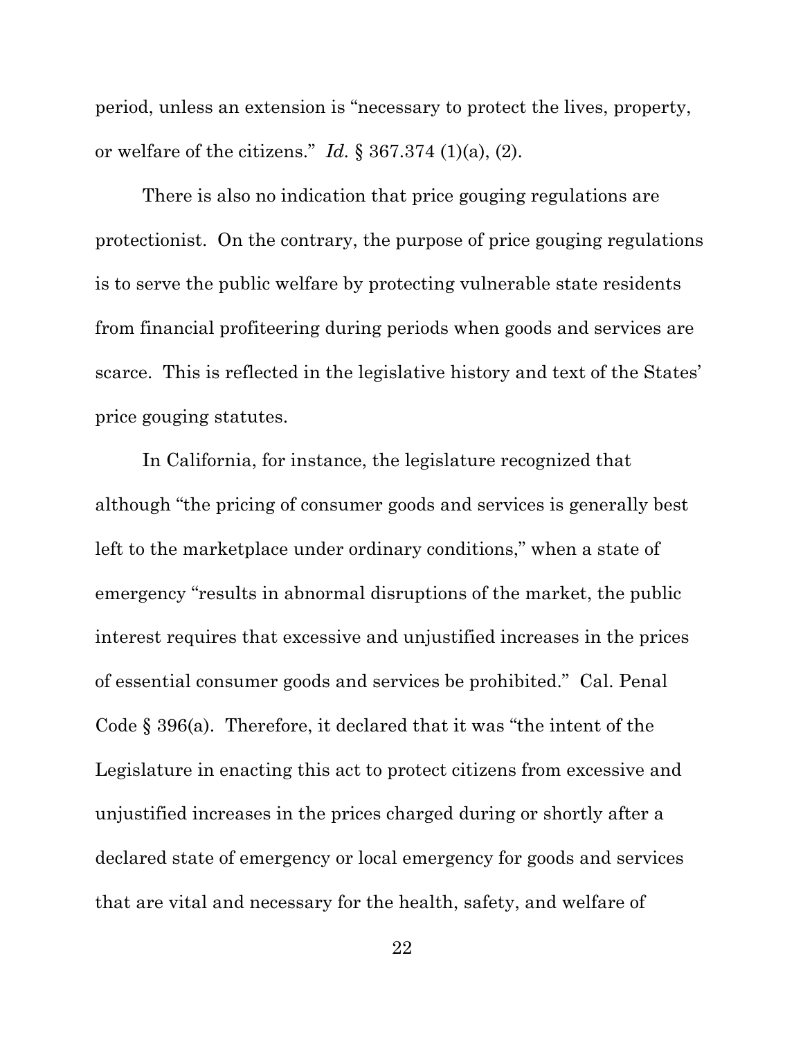period, unless an extension is "necessary to protect the lives, property, or welfare of the citizens." *Id.* § 367.374 (1)(a), (2).

There is also no indication that price gouging regulations are protectionist. On the contrary, the purpose of price gouging regulations is to serve the public welfare by protecting vulnerable state residents from financial profiteering during periods when goods and services are scarce. This is reflected in the legislative history and text of the States' price gouging statutes.

In California, for instance, the legislature recognized that although "the pricing of consumer goods and services is generally best left to the marketplace under ordinary conditions," when a state of emergency "results in abnormal disruptions of the market, the public interest requires that excessive and unjustified increases in the prices of essential consumer goods and services be prohibited." Cal. Penal Code § 396(a). Therefore, it declared that it was "the intent of the Legislature in enacting this act to protect citizens from excessive and unjustified increases in the prices charged during or shortly after a declared state of emergency or local emergency for goods and services that are vital and necessary for the health, safety, and welfare of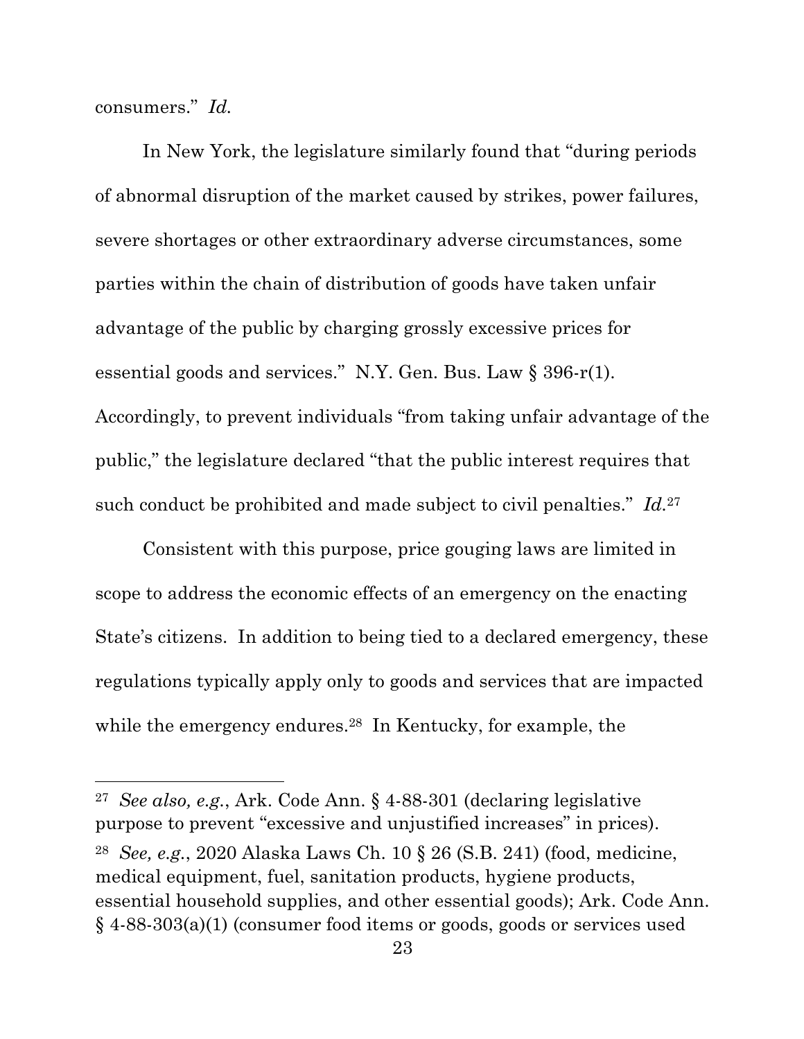consumers." *Id.*

In New York, the legislature similarly found that "during periods of abnormal disruption of the market caused by strikes, power failures, severe shortages or other extraordinary adverse circumstances, some parties within the chain of distribution of goods have taken unfair advantage of the public by charging grossly excessive prices for essential goods and services." N.Y. Gen. Bus. Law § 396-r(1). Accordingly, to prevent individuals "from taking unfair advantage of the public," the legislature declared "that the public interest requires that such conduct be prohibited and made subject to civil penalties." *Id.*[27]

Consistent with this purpose, price gouging laws are limited in scope to address the economic effects of an emergency on the enacting State's citizens. In addition to being tied to a declared emergency, these regulations typically apply only to goods and services that are impacted while the emergency endures.[28] In Kentucky, for example, the

---

[27] *See also, e.g.*, Ark. Code Ann. § 4-88-301 (declaring legislative purpose to prevent "excessive and unjustified increases" in prices).

[28] *See, e.g.*, 2020 Alaska Laws Ch. 10 § 26 (S.B. 241) (food, medicine, medical equipment, fuel, sanitation products, hygiene products, essential household supplies, and other essential goods); Ark. Code Ann. § 4-88-303(a)(1) (consumer food items or goods, goods or services used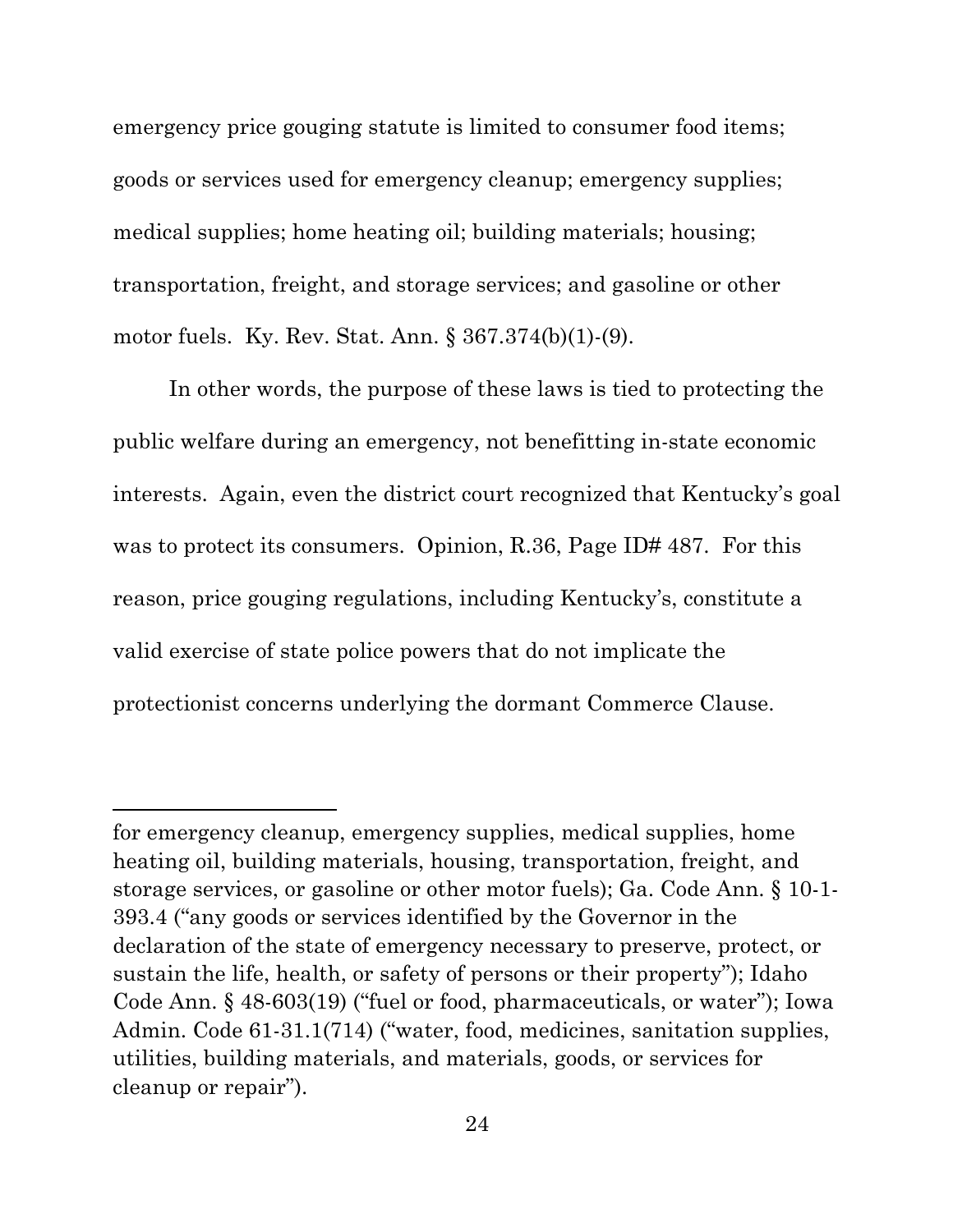emergency price gouging statute is limited to consumer food items; goods or services used for emergency cleanup; emergency supplies; medical supplies; home heating oil; building materials; housing; transportation, freight, and storage services; and gasoline or other motor fuels. Ky. Rev. Stat. Ann. § 367.374(b)(1)-(9).

In other words, the purpose of these laws is tied to protecting the public welfare during an emergency, not benefitting in-state economic interests. Again, even the district court recognized that Kentucky's goal was to protect its consumers. Opinion, R.36, Page ID# 487. For this reason, price gouging regulations, including Kentucky's, constitute a valid exercise of state police powers that do not implicate the protectionist concerns underlying the dormant Commerce Clause.

---

for emergency cleanup, emergency supplies, medical supplies, home heating oil, building materials, housing, transportation, freight, and storage services, or gasoline or other motor fuels); Ga. Code Ann. § 10-1-393.4 ("any goods or services identified by the Governor in the declaration of the state of emergency necessary to preserve, protect, or sustain the life, health, or safety of persons or their property"); Idaho Code Ann. § 48-603(19) ("fuel or food, pharmaceuticals, or water"); Iowa Admin. Code 61-31.1(714) ("water, food, medicines, sanitation supplies, utilities, building materials, and materials, goods, or services for cleanup or repair").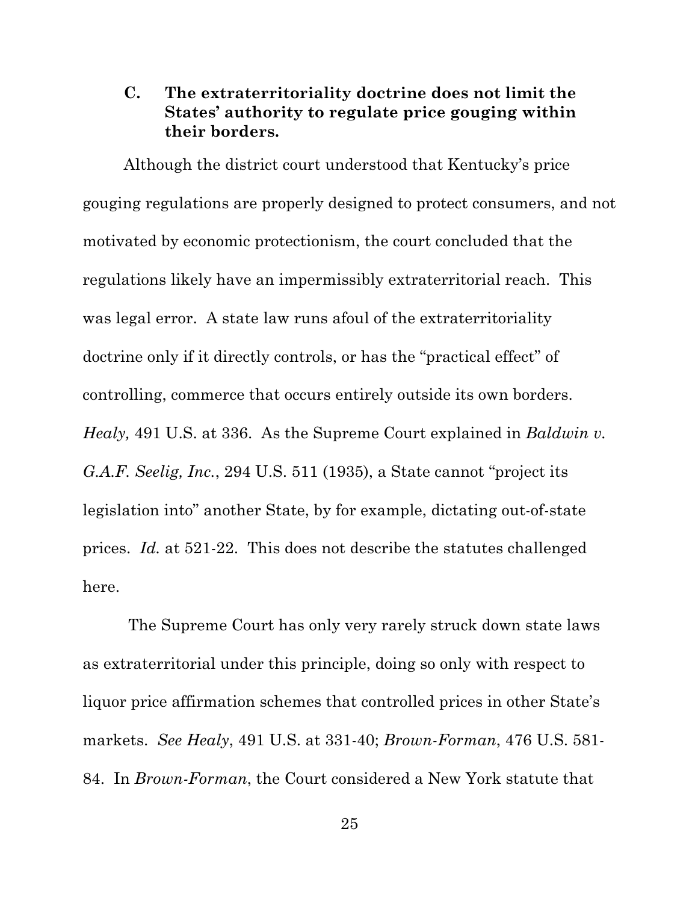### C. The extraterritoriality doctrine does not limit the States' authority to regulate price gouging within their borders.

Although the district court understood that Kentucky's price gouging regulations are properly designed to protect consumers, and not motivated by economic protectionism, the court concluded that the regulations likely have an impermissibly extraterritorial reach. This was legal error. A state law runs afoul of the extraterritoriality doctrine only if it directly controls, or has the "practical effect" of controlling, commerce that occurs entirely outside its own borders. *Healy,* 491 U.S. at 336. As the Supreme Court explained in *Baldwin v. G.A.F. Seelig, Inc.*, 294 U.S. 511 (1935), a State cannot "project its legislation into" another State, by for example, dictating out-of-state prices. *Id.* at 521-22. This does not describe the statutes challenged here.

The Supreme Court has only very rarely struck down state laws as extraterritorial under this principle, doing so only with respect to liquor price affirmation schemes that controlled prices in other State's markets. *See Healy*, 491 U.S. at 331-40; *Brown-Forman*, 476 U.S. 581-84. In *Brown-Forman*, the Court considered a New York statute that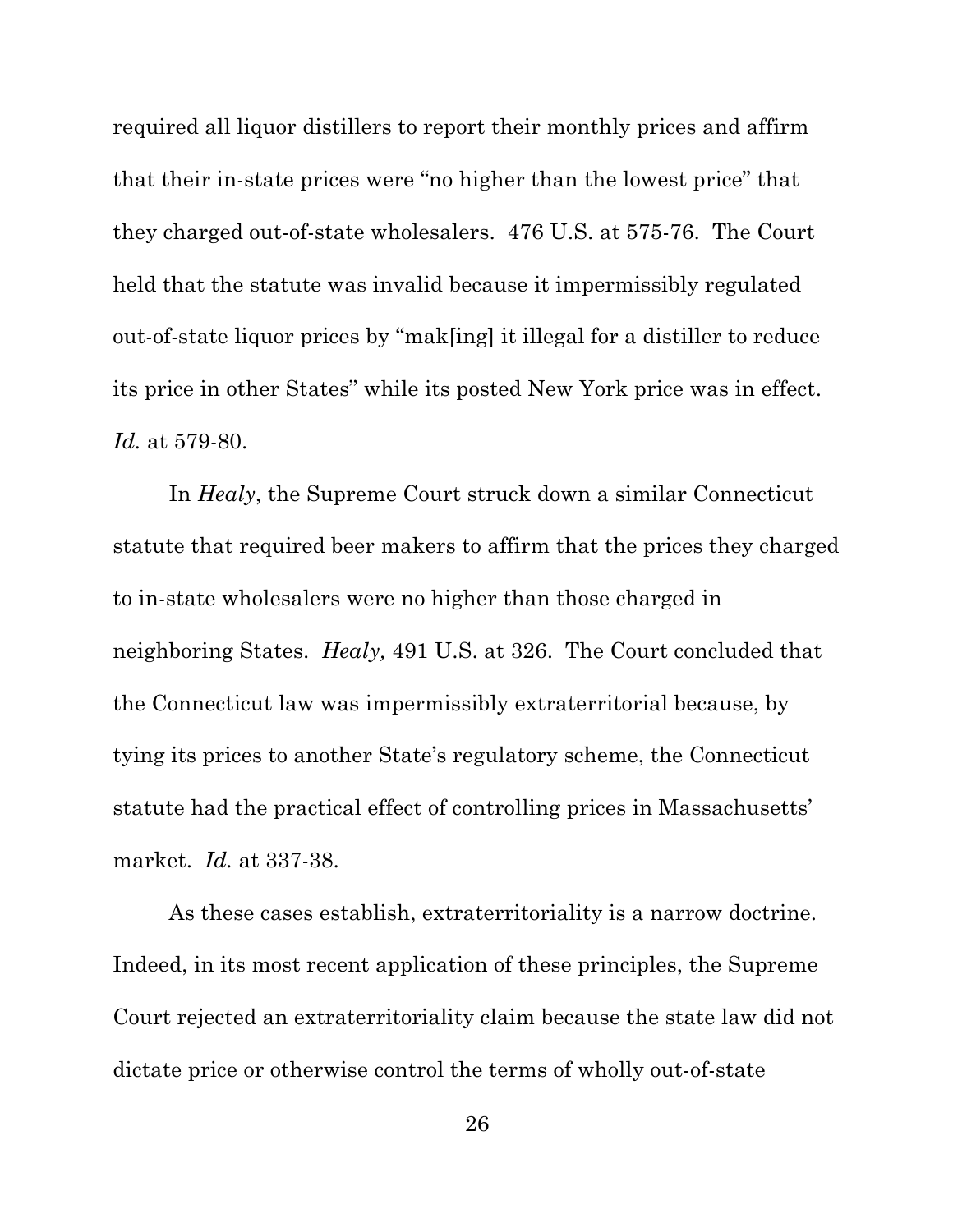required all liquor distillers to report their monthly prices and affirm that their in-state prices were "no higher than the lowest price" that they charged out-of-state wholesalers. 476 U.S. at 575-76. The Court held that the statute was invalid because it impermissibly regulated out-of-state liquor prices by "mak[ing] it illegal for a distiller to reduce its price in other States" while its posted New York price was in effect. *Id.* at 579-80.

In *Healy*, the Supreme Court struck down a similar Connecticut statute that required beer makers to affirm that the prices they charged to in-state wholesalers were no higher than those charged in neighboring States. *Healy,* 491 U.S. at 326. The Court concluded that the Connecticut law was impermissibly extraterritorial because, by tying its prices to another State's regulatory scheme, the Connecticut statute had the practical effect of controlling prices in Massachusetts' market. *Id.* at 337-38.

As these cases establish, extraterritoriality is a narrow doctrine. Indeed, in its most recent application of these principles, the Supreme Court rejected an extraterritoriality claim because the state law did not dictate price or otherwise control the terms of wholly out-of-state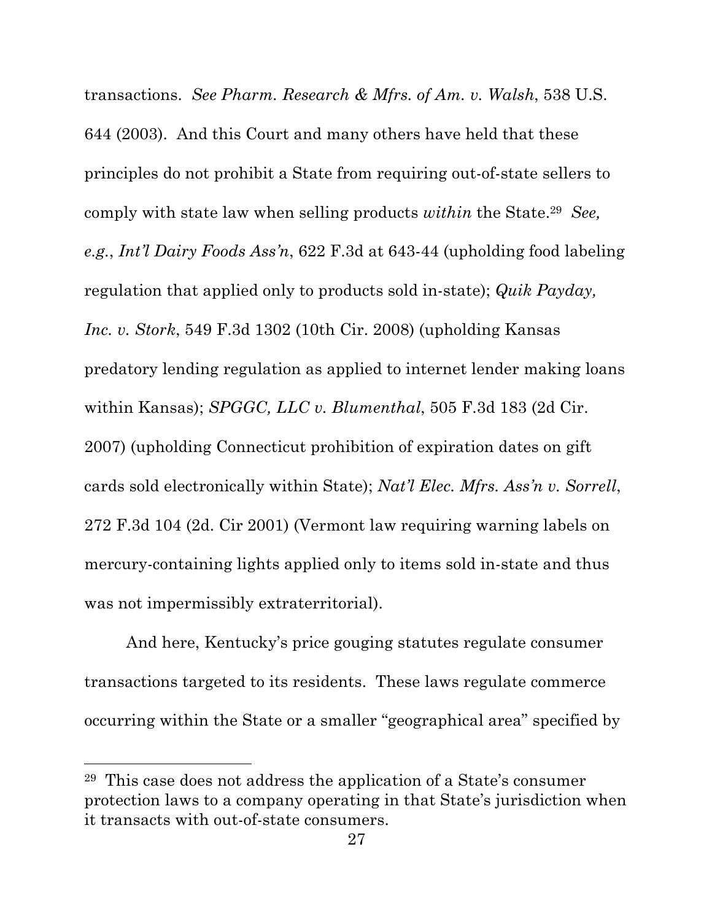transactions. *See Pharm. Research & Mfrs. of Am. v. Walsh*, 538 U.S. 644 (2003). And this Court and many others have held that these principles do not prohibit a State from requiring out-of-state sellers to comply with state law when selling products *within* the State.[29] *See, e.g.*, *Int'l Dairy Foods Ass'n*, 622 F.3d at 643-44 (upholding food labeling regulation that applied only to products sold in-state); *Quik Payday, Inc. v. Stork*, 549 F.3d 1302 (10th Cir. 2008) (upholding Kansas predatory lending regulation as applied to internet lender making loans within Kansas); *SPGGC, LLC v. Blumenthal*, 505 F.3d 183 (2d Cir. 2007) (upholding Connecticut prohibition of expiration dates on gift cards sold electronically within State); *Nat'l Elec. Mfrs. Ass'n v. Sorrell*, 272 F.3d 104 (2d. Cir 2001) (Vermont law requiring warning labels on mercury-containing lights applied only to items sold in-state and thus was not impermissibly extraterritorial).

And here, Kentucky's price gouging statutes regulate consumer transactions targeted to its residents. These laws regulate commerce occurring within the State or a smaller "geographical area" specified by

---

[29] This case does not address the application of a State's consumer protection laws to a company operating in that State's jurisdiction when it transacts with out-of-state consumers.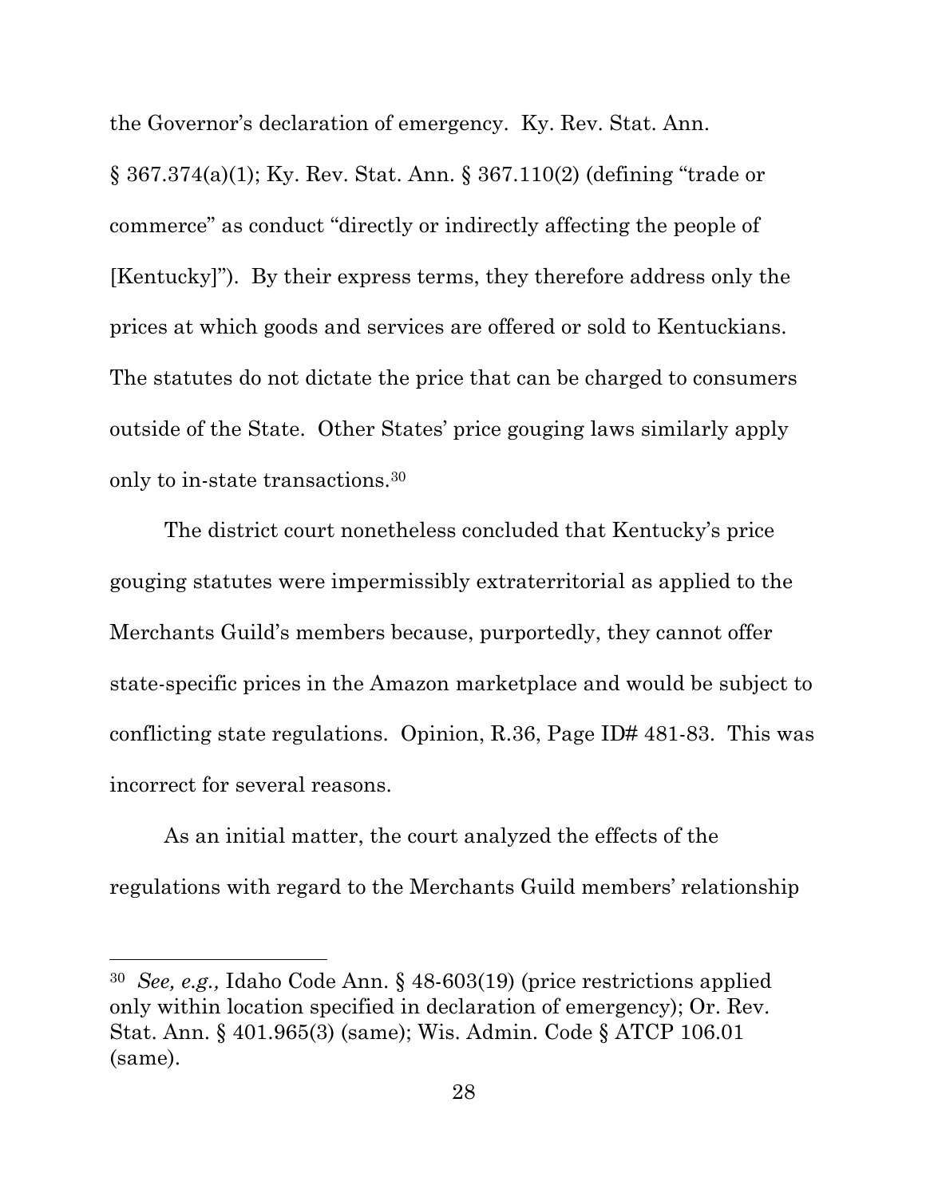the Governor's declaration of emergency. Ky. Rev. Stat. Ann. § 367.374(a)(1); Ky. Rev. Stat. Ann. § 367.110(2) (defining "trade or commerce" as conduct "directly or indirectly affecting the people of [Kentucky]"). By their express terms, they therefore address only the prices at which goods and services are offered or sold to Kentuckians. The statutes do not dictate the price that can be charged to consumers outside of the State. Other States' price gouging laws similarly apply only to in-state transactions.[30]

The district court nonetheless concluded that Kentucky's price gouging statutes were impermissibly extraterritorial as applied to the Merchants Guild's members because, purportedly, they cannot offer state-specific prices in the Amazon marketplace and would be subject to conflicting state regulations. Opinion, R.36, Page ID# 481-83. This was incorrect for several reasons.

As an initial matter, the court analyzed the effects of the regulations with regard to the Merchants Guild members' relationship

---

[30] *See, e.g.,* Idaho Code Ann. § 48-603(19) (price restrictions applied only within location specified in declaration of emergency); Or. Rev. Stat. Ann. § 401.965(3) (same); Wis. Admin. Code § ATCP 106.01 (same).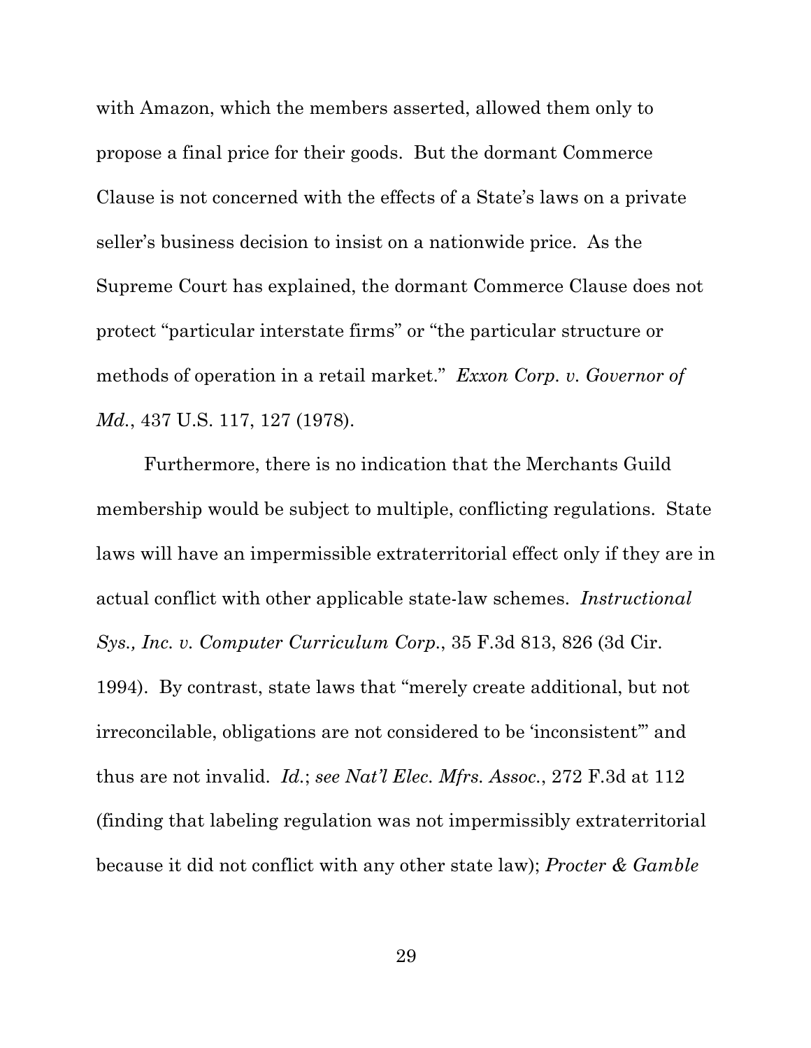with Amazon, which the members asserted, allowed them only to propose a final price for their goods. But the dormant Commerce Clause is not concerned with the effects of a State's laws on a private seller's business decision to insist on a nationwide price. As the Supreme Court has explained, the dormant Commerce Clause does not protect "particular interstate firms" or "the particular structure or methods of operation in a retail market." *Exxon Corp. v. Governor of Md.*, 437 U.S. 117, 127 (1978).

Furthermore, there is no indication that the Merchants Guild membership would be subject to multiple, conflicting regulations. State laws will have an impermissible extraterritorial effect only if they are in actual conflict with other applicable state-law schemes. *Instructional Sys., Inc. v. Computer Curriculum Corp.*, 35 F.3d 813, 826 (3d Cir. 1994). By contrast, state laws that "merely create additional, but not irreconcilable, obligations are not considered to be 'inconsistent'" and thus are not invalid. *Id.*; *see Nat'l Elec. Mfrs. Assoc.*, 272 F.3d at 112 (finding that labeling regulation was not impermissibly extraterritorial because it did not conflict with any other state law); *Procter & Gamble*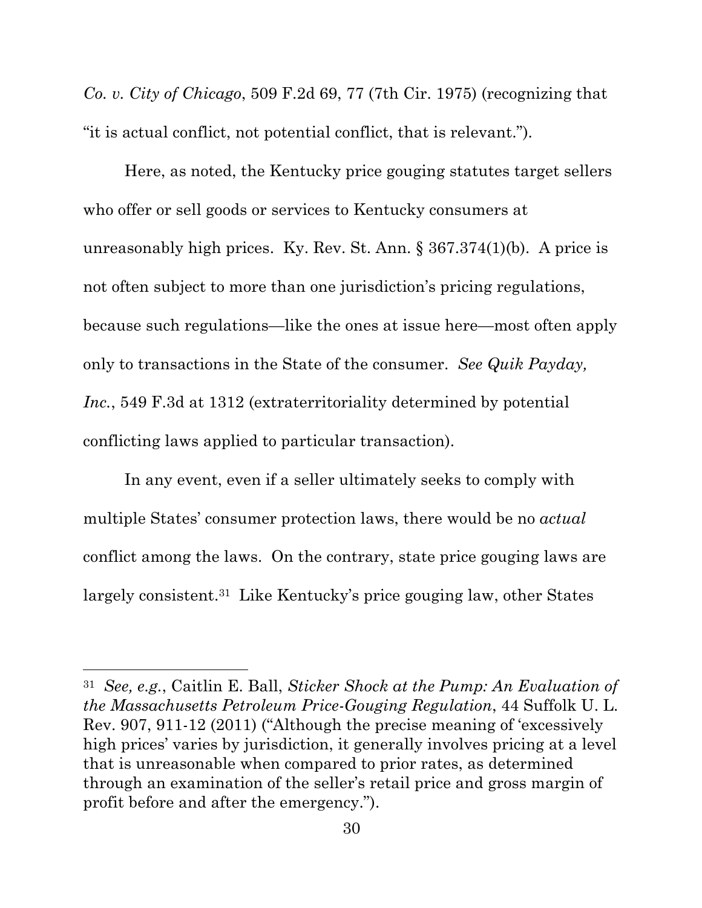*Co. v. City of Chicago*, 509 F.2d 69, 77 (7th Cir. 1975) (recognizing that "it is actual conflict, not potential conflict, that is relevant.").

Here, as noted, the Kentucky price gouging statutes target sellers who offer or sell goods or services to Kentucky consumers at unreasonably high prices. Ky. Rev. St. Ann. § 367.374(1)(b). A price is not often subject to more than one jurisdiction's pricing regulations, because such regulations—like the ones at issue here—most often apply only to transactions in the State of the consumer. *See Quik Payday, Inc.*, 549 F.3d at 1312 (extraterritoriality determined by potential conflicting laws applied to particular transaction).

In any event, even if a seller ultimately seeks to comply with multiple States' consumer protection laws, there would be no *actual* conflict among the laws. On the contrary, state price gouging laws are largely consistent.[31] Like Kentucky's price gouging law, other States

---

[31] *See, e.g.*, Caitlin E. Ball, *Sticker Shock at the Pump: An Evaluation of the Massachusetts Petroleum Price-Gouging Regulation*, 44 Suffolk U. L. Rev. 907, 911-12 (2011) ("Although the precise meaning of 'excessively high prices' varies by jurisdiction, it generally involves pricing at a level that is unreasonable when compared to prior rates, as determined through an examination of the seller's retail price and gross margin of profit before and after the emergency.").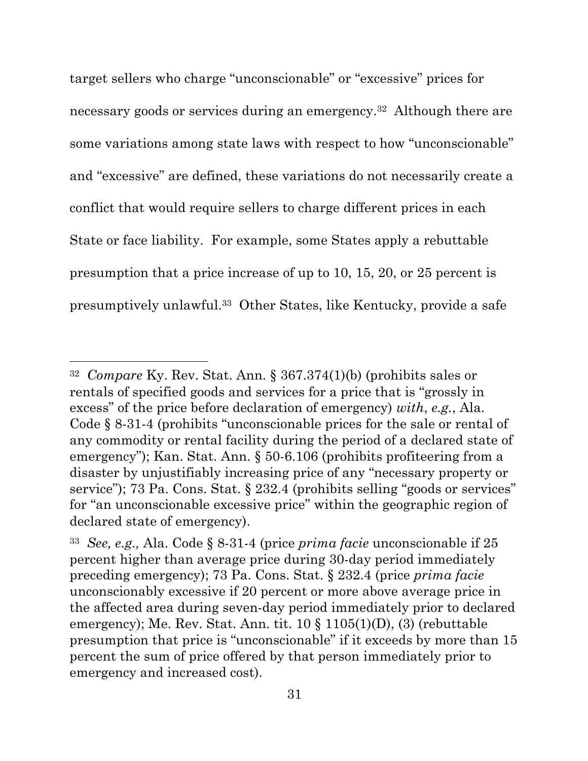target sellers who charge “unconscionable” or “excessive” prices for necessary goods or services during an emergency.[32] Although there are some variations among state laws with respect to how “unconscionable” and “excessive” are defined, these variations do not necessarily create a conflict that would require sellers to charge different prices in each State or face liability. For example, some States apply a rebuttable presumption that a price increase of up to 10, 15, 20, or 25 percent is presumptively unlawful.[33] Other States, like Kentucky, provide a safe

---

[32] *Compare* Ky. Rev. Stat. Ann. § 367.374(1)(b) (prohibits sales or rentals of specified goods and services for a price that is “grossly in excess” of the price before declaration of emergency) *with*, *e.g.*, Ala. Code § 8-31-4 (prohibits “unconscionable prices for the sale or rental of any commodity or rental facility during the period of a declared state of emergency”); Kan. Stat. Ann. § 50-6.106 (prohibits profiteering from a disaster by unjustifiably increasing price of any “necessary property or service”); 73 Pa. Cons. Stat. § 232.4 (prohibits selling “goods or services” for “an unconscionable excessive price” within the geographic region of declared state of emergency).

[33] *See, e.g.,* Ala. Code § 8-31-4 (price *prima facie* unconscionable if 25 percent higher than average price during 30-day period immediately preceding emergency); 73 Pa. Cons. Stat. § 232.4 (price *prima facie* unconscionably excessive if 20 percent or more above average price in the affected area during seven-day period immediately prior to declared emergency); Me. Rev. Stat. Ann. tit. 10 § 1105(1)(D), (3) (rebuttable presumption that price is “unconscionable” if it exceeds by more than 15 percent the sum of price offered by that person immediately prior to emergency and increased cost).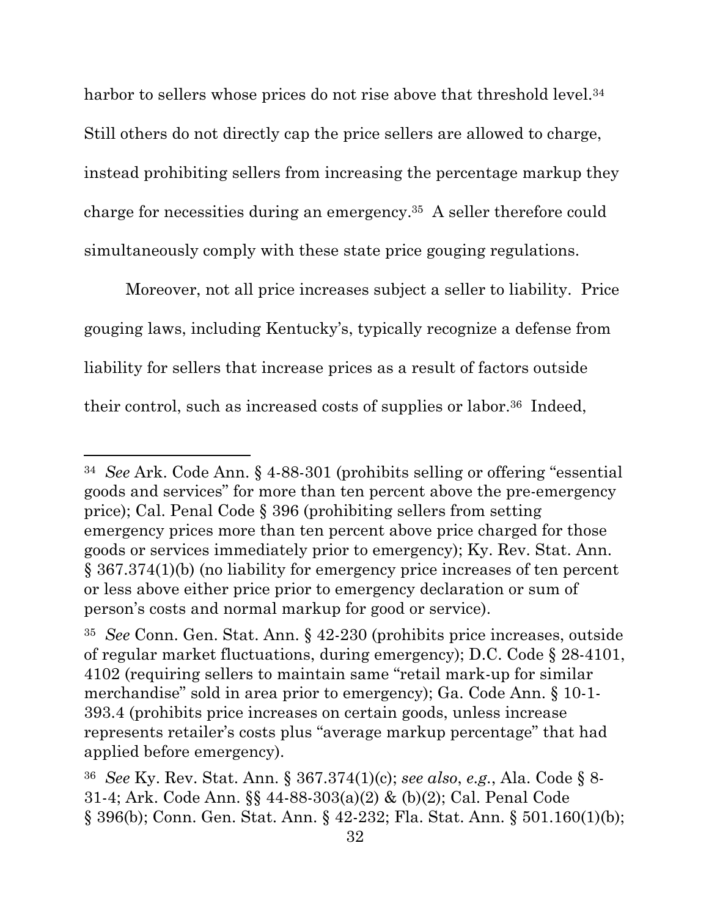harbor to sellers whose prices do not rise above that threshold level.[34] Still others do not directly cap the price sellers are allowed to charge, instead prohibiting sellers from increasing the percentage markup they charge for necessities during an emergency.[35] A seller therefore could simultaneously comply with these state price gouging regulations.

Moreover, not all price increases subject a seller to liability. Price gouging laws, including Kentucky's, typically recognize a defense from liability for sellers that increase prices as a result of factors outside their control, such as increased costs of supplies or labor.[36] Indeed,

---

[34] *See* Ark. Code Ann. § 4-88-301 (prohibits selling or offering "essential goods and services" for more than ten percent above the pre-emergency price); Cal. Penal Code § 396 (prohibiting sellers from setting emergency prices more than ten percent above price charged for those goods or services immediately prior to emergency); Ky. Rev. Stat. Ann. § 367.374(1)(b) (no liability for emergency price increases of ten percent or less above either price prior to emergency declaration or sum of person's costs and normal markup for good or service).

[35] *See* Conn. Gen. Stat. Ann. § 42-230 (prohibits price increases, outside of regular market fluctuations, during emergency); D.C. Code § 28-4101, 4102 (requiring sellers to maintain same "retail mark-up for similar merchandise" sold in area prior to emergency); Ga. Code Ann. § 10-1-393.4 (prohibits price increases on certain goods, unless increase represents retailer's costs plus "average markup percentage" that had applied before emergency).

[36] *See* Ky. Rev. Stat. Ann. § 367.374(1)(c); *see also*, *e.g.*, Ala. Code § 8-31-4; Ark. Code Ann. §§ 44-88-303(a)(2) & (b)(2); Cal. Penal Code § 396(b); Conn. Gen. Stat. Ann. § 42-232; Fla. Stat. Ann. § 501.160(1)(b);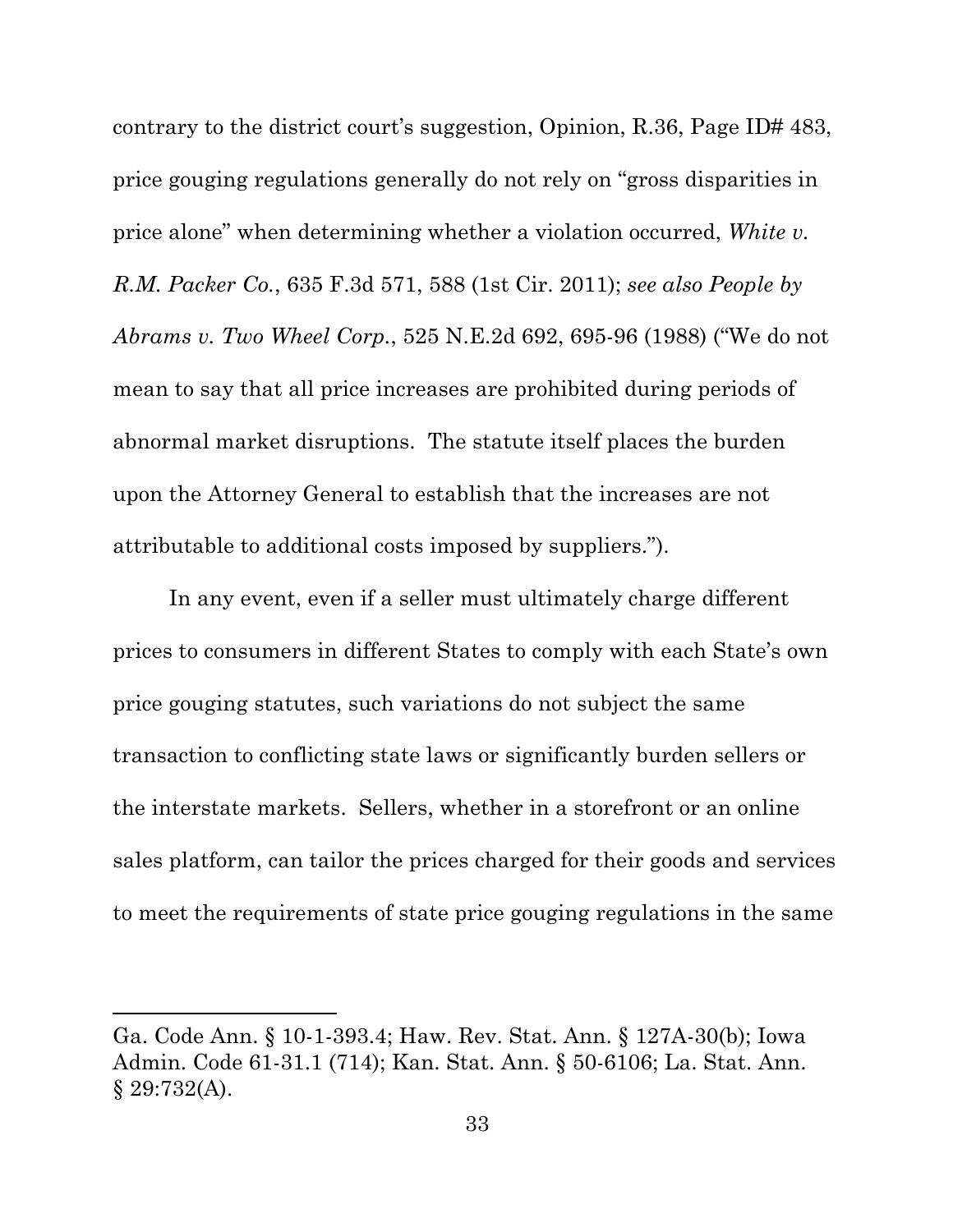contrary to the district court's suggestion, Opinion, R.36, Page ID# 483, price gouging regulations generally do not rely on "gross disparities in price alone" when determining whether a violation occurred, *White v. R.M. Packer Co.*, 635 F.3d 571, 588 (1st Cir. 2011); *see also People by Abrams v. Two Wheel Corp.*, 525 N.E.2d 692, 695-96 (1988) ("We do not mean to say that all price increases are prohibited during periods of abnormal market disruptions. The statute itself places the burden upon the Attorney General to establish that the increases are not attributable to additional costs imposed by suppliers.").

In any event, even if a seller must ultimately charge different prices to consumers in different States to comply with each State's own price gouging statutes, such variations do not subject the same transaction to conflicting state laws or significantly burden sellers or the interstate markets. Sellers, whether in a storefront or an online sales platform, can tailor the prices charged for their goods and services to meet the requirements of state price gouging regulations in the same

---

Ga. Code Ann. § 10-1-393.4; Haw. Rev. Stat. Ann. § 127A-30(b); Iowa Admin. Code 61-31.1 (714); Kan. Stat. Ann. § 50-6106; La. Stat. Ann. § 29:732(A).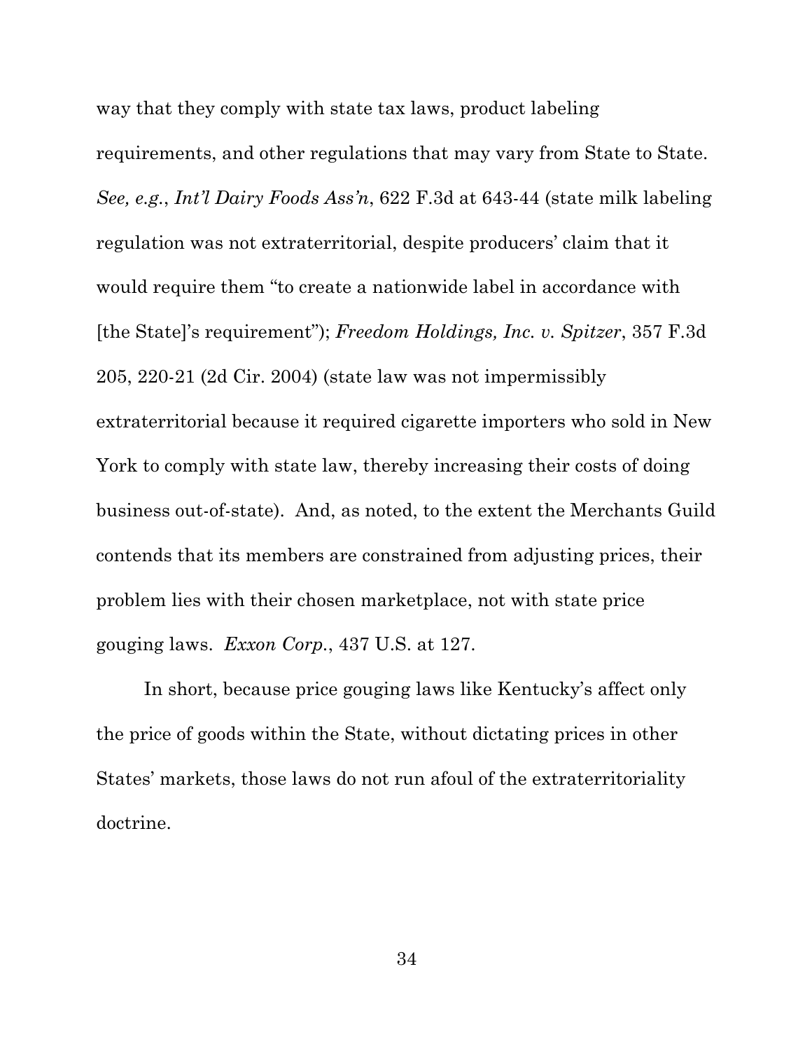way that they comply with state tax laws, product labeling requirements, and other regulations that may vary from State to State. *See, e.g.*, *Int'l Dairy Foods Ass'n*, 622 F.3d at 643-44 (state milk labeling regulation was not extraterritorial, despite producers' claim that it would require them "to create a nationwide label in accordance with [the State]'s requirement"); *Freedom Holdings, Inc. v. Spitzer*, 357 F.3d 205, 220-21 (2d Cir. 2004) (state law was not impermissibly extraterritorial because it required cigarette importers who sold in New York to comply with state law, thereby increasing their costs of doing business out-of-state). And, as noted, to the extent the Merchants Guild contends that its members are constrained from adjusting prices, their problem lies with their chosen marketplace, not with state price gouging laws. *Exxon Corp.*, 437 U.S. at 127.

In short, because price gouging laws like Kentucky's affect only the price of goods within the State, without dictating prices in other States' markets, those laws do not run afoul of the extraterritoriality doctrine.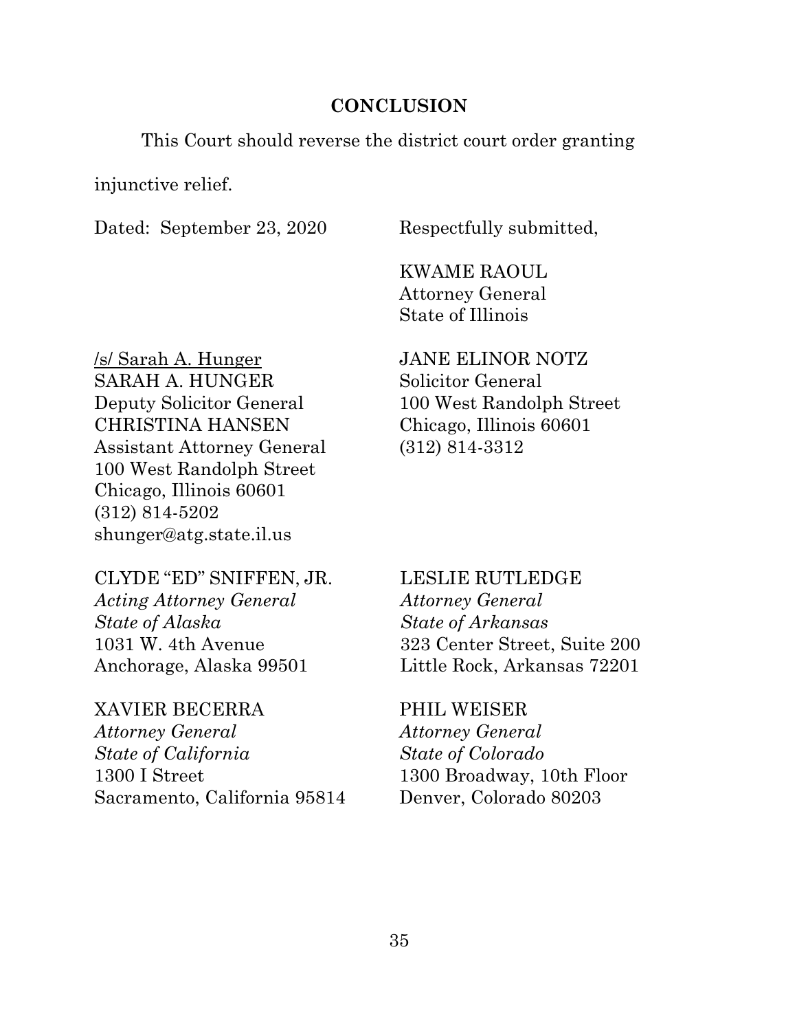## CONCLUSION

This Court should reverse the district court order granting injunctive relief.

Dated: September 23, 2020

Respectfully submitted,

KWAME RAOUL
Attorney General
State of Illinois

JANE ELINOR NOTZ
Solicitor General
100 West Randolph Street
Chicago, Illinois 60601
(312) 814-3312

/s/ Sarah A. Hunger
SARAH A. HUNGER
Deputy Solicitor General
CHRISTINA HANSEN
Assistant Attorney General
100 West Randolph Street
Chicago, Illinois 60601
(312) 814-5202
shunger@atg.state.il.us

CLYDE "ED" SNIFFEN, JR.
*Acting Attorney General*
*State of Alaska*
1031 W. 4th Avenue
Anchorage, Alaska 99501

LESLIE RUTLEDGE
*Attorney General*
*State of Arkansas*
323 Center Street, Suite 200
Little Rock, Arkansas 72201

XAVIER BECERRA
*Attorney General*
*State of California*
1300 I Street
Sacramento, California 95814

PHIL WEISER
*Attorney General*
*State of Colorado*
1300 Broadway, 10th Floor
Denver, Colorado 80203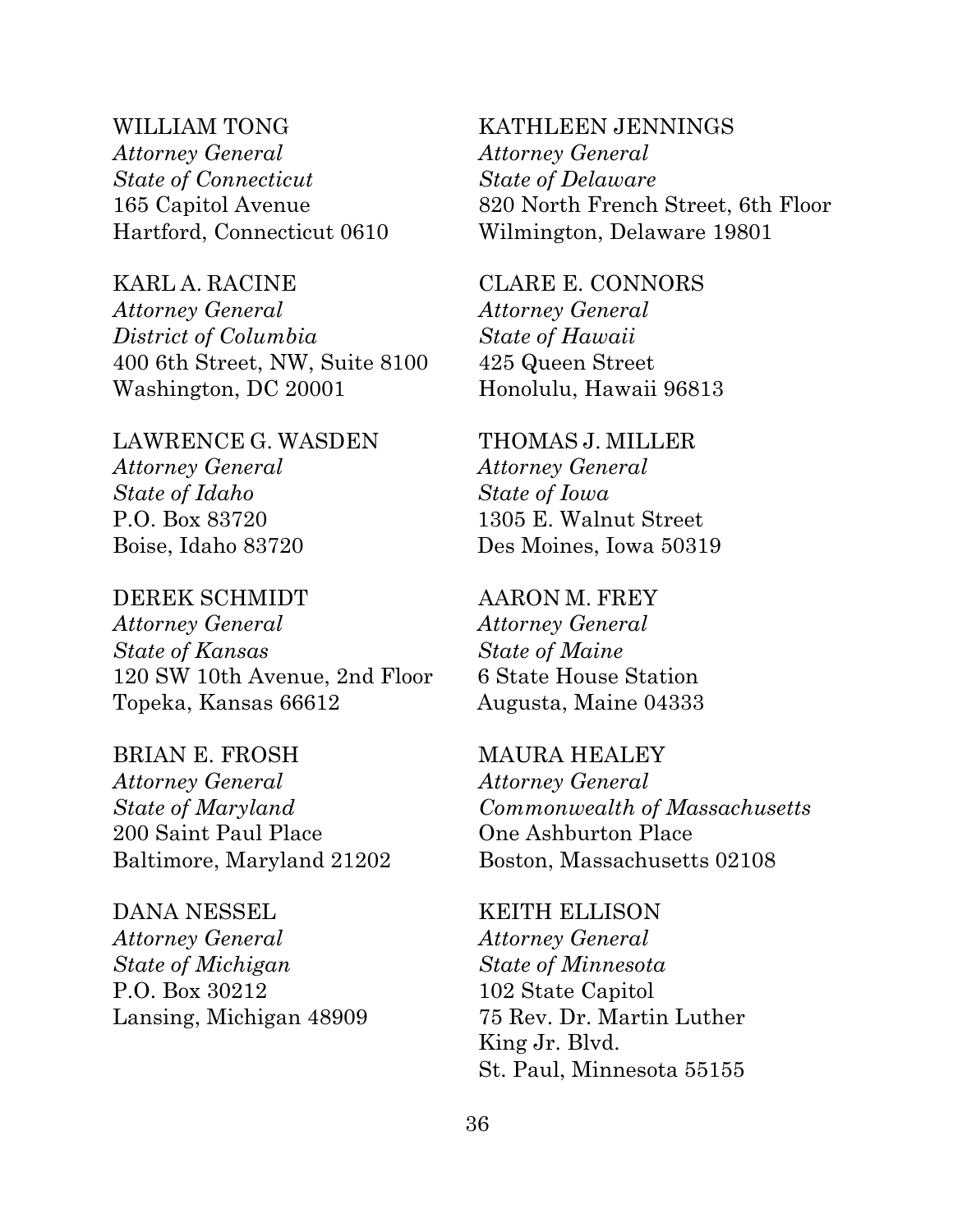WILLIAM TONG
*Attorney General*
*State of Connecticut*
165 Capitol Avenue
Hartford, Connecticut 0610

KATHLEEN JENNINGS
*Attorney General*
*State of Delaware*
820 North French Street, 6th Floor
Wilmington, Delaware 19801

KARL A. RACINE
*Attorney General*
*District of Columbia*
400 6th Street, NW, Suite 8100
Washington, DC 20001

CLARE E. CONNORS
*Attorney General*
*State of Hawaii*
425 Queen Street
Honolulu, Hawaii 96813

LAWRENCE G. WASDEN
*Attorney General*
*State of Idaho*
P.O. Box 83720
Boise, Idaho 83720

THOMAS J. MILLER
*Attorney General*
*State of Iowa*
1305 E. Walnut Street
Des Moines, Iowa 50319

DEREK SCHMIDT
*Attorney General*
*State of Kansas*
120 SW 10th Avenue, 2nd Floor
Topeka, Kansas 66612

AARON M. FREY
*Attorney General*
*State of Maine*
6 State House Station
Augusta, Maine 04333

BRIAN E. FROSH
*Attorney General*
*State of Maryland*
200 Saint Paul Place
Baltimore, Maryland 21202

MAURA HEALEY
*Attorney General*
*Commonwealth of Massachusetts*
One Ashburton Place
Boston, Massachusetts 02108

DANA NESSEL
*Attorney General*
*State of Michigan*
P.O. Box 30212
Lansing, Michigan 48909

KEITH ELLISON
*Attorney General*
*State of Minnesota*
102 State Capitol
75 Rev. Dr. Martin Luther
King Jr. Blvd.
St. Paul, Minnesota 55155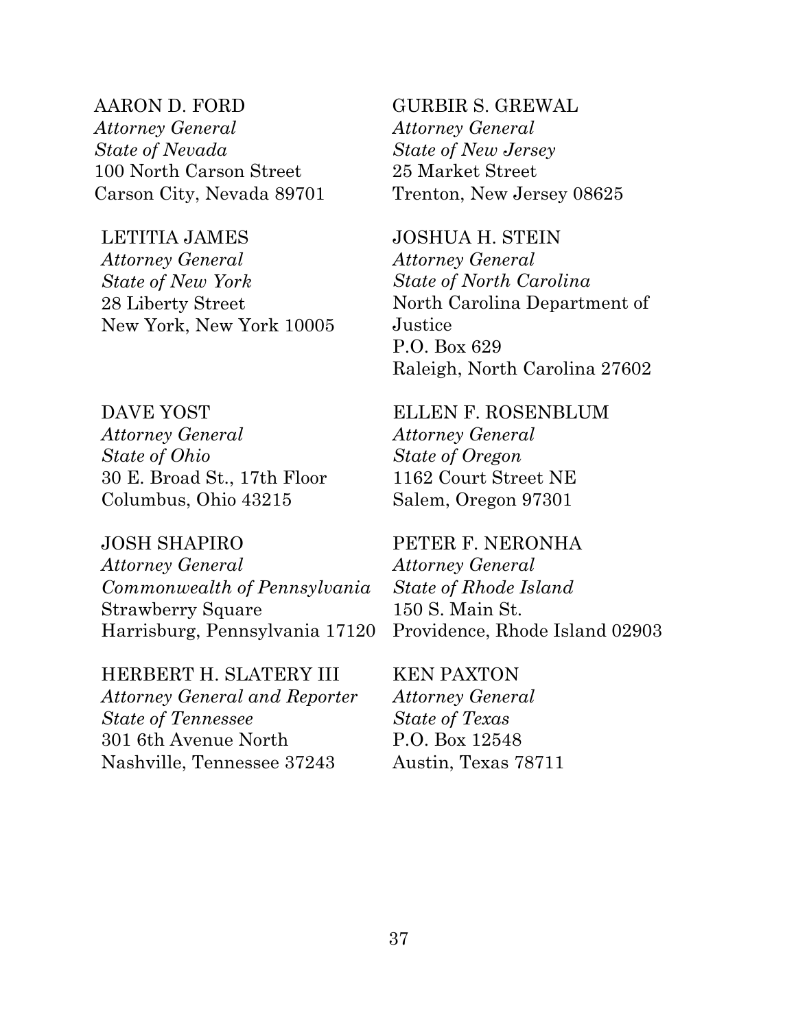AARON D. FORD
*Attorney General*
*State of Nevada*
100 North Carson Street
Carson City, Nevada 89701

GURBIR S. GREWAL
*Attorney General*
*State of New Jersey*
25 Market Street
Trenton, New Jersey 08625

LETITIA JAMES
*Attorney General*
*State of New York*
28 Liberty Street
New York, New York 10005

JOSHUA H. STEIN
*Attorney General*
*State of North Carolina*
North Carolina Department of Justice
P.O. Box 629
Raleigh, North Carolina 27602

DAVE YOST
*Attorney General*
*State of Ohio*
30 E. Broad St., 17th Floor
Columbus, Ohio 43215

ELLEN F. ROSENBLUM
*Attorney General*
*State of Oregon*
1162 Court Street NE
Salem, Oregon 97301

JOSH SHAPIRO
*Attorney General*
*Commonwealth of Pennsylvania*
Strawberry Square
Harrisburg, Pennsylvania 17120

PETER F. NERONHA
*Attorney General*
*State of Rhode Island*
150 S. Main St.
Providence, Rhode Island 02903

HERBERT H. SLATERY III
*Attorney General and Reporter*
*State of Tennessee*
301 6th Avenue North
Nashville, Tennessee 37243

KEN PAXTON
*Attorney General*
*State of Texas*
P.O. Box 12548
Austin, Texas 78711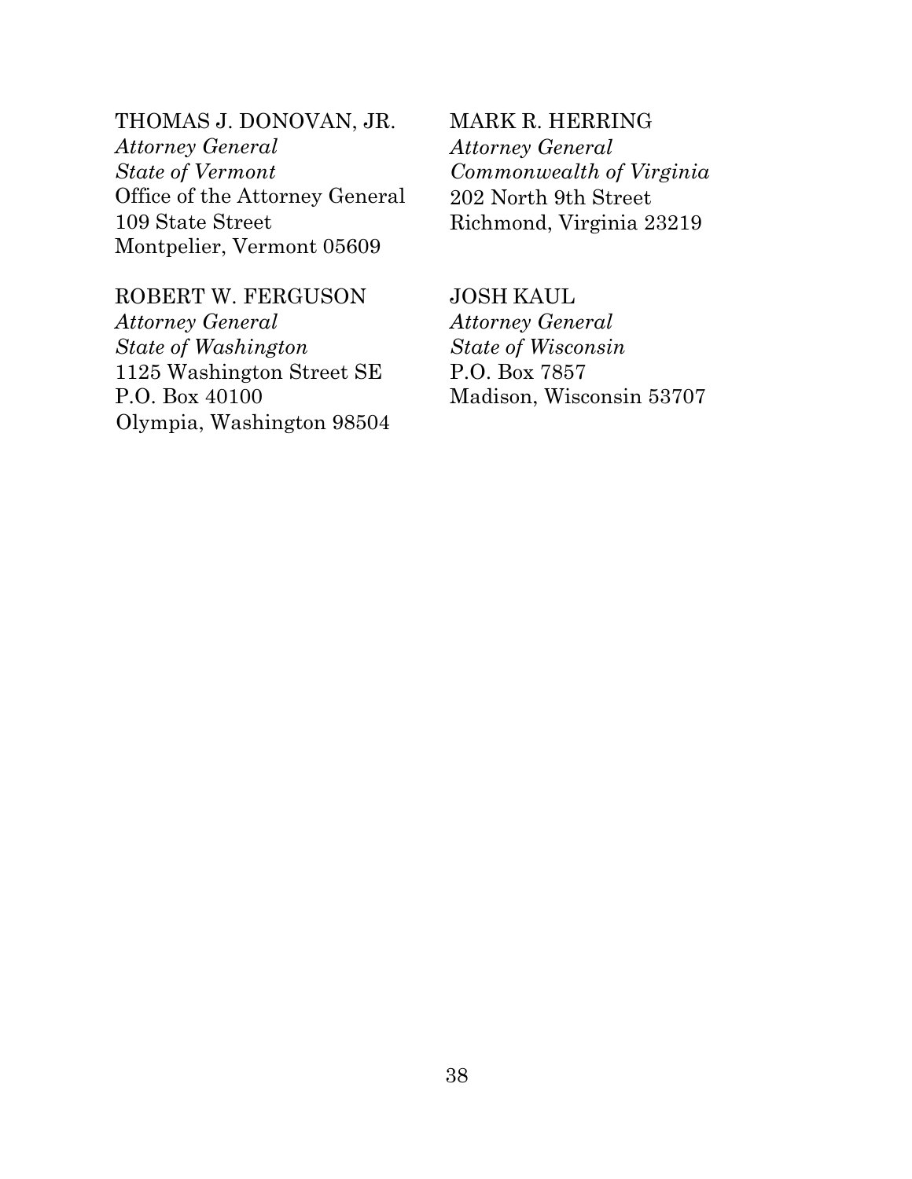THOMAS J. DONOVAN, JR.
*Attorney General*
*State of Vermont*
Office of the Attorney General
109 State Street
Montpelier, Vermont 05609

MARK R. HERRING
*Attorney General*
*Commonwealth of Virginia*
202 North 9th Street
Richmond, Virginia 23219

ROBERT W. FERGUSON
*Attorney General*
*State of Washington*
1125 Washington Street SE
P.O. Box 40100
Olympia, Washington 98504

JOSH KAUL
*Attorney General*
*State of Wisconsin*
P.O. Box 7857
Madison, Wisconsin 53707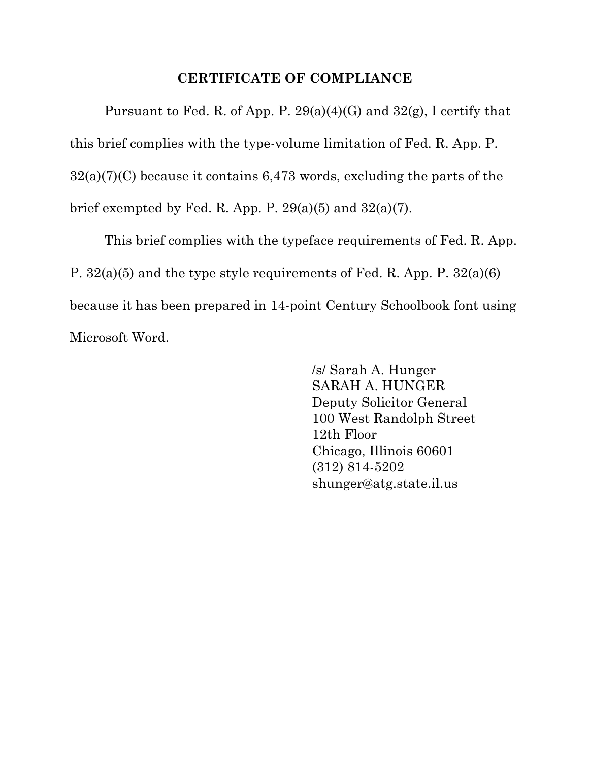## CERTIFICATE OF COMPLIANCE

Pursuant to Fed. R. of App. P. 29(a)(4)(G) and 32(g), I certify that this brief complies with the type-volume limitation of Fed. R. App. P. 32(a)(7)(C) because it contains 6,473 words, excluding the parts of the brief exempted by Fed. R. App. P. 29(a)(5) and 32(a)(7).

This brief complies with the typeface requirements of Fed. R. App. P. 32(a)(5) and the type style requirements of Fed. R. App. P. 32(a)(6) because it has been prepared in 14-point Century Schoolbook font using Microsoft Word.

/s/ Sarah A. Hunger  
SARAH A. HUNGER  
Deputy Solicitor General  
100 West Randolph Street  
12th Floor  
Chicago, Illinois 60601  
(312) 814-5202  
shunger@atg.state.il.us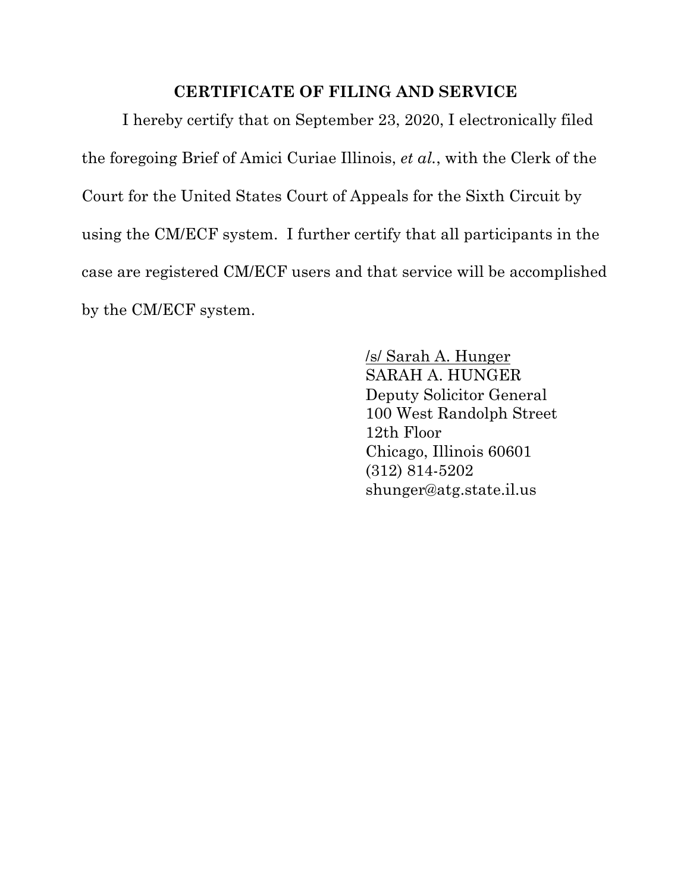## CERTIFICATE OF FILING AND SERVICE

I hereby certify that on September 23, 2020, I electronically filed the foregoing Brief of Amici Curiae Illinois, *et al.*, with the Clerk of the Court for the United States Court of Appeals for the Sixth Circuit by using the CM/ECF system. I further certify that all participants in the case are registered CM/ECF users and that service will be accomplished by the CM/ECF system.

/s/ Sarah A. Hunger
SARAH A. HUNGER
Deputy Solicitor General
100 West Randolph Street
12th Floor
Chicago, Illinois 60601
(312) 814-5202
shunger@atg.state.il.us